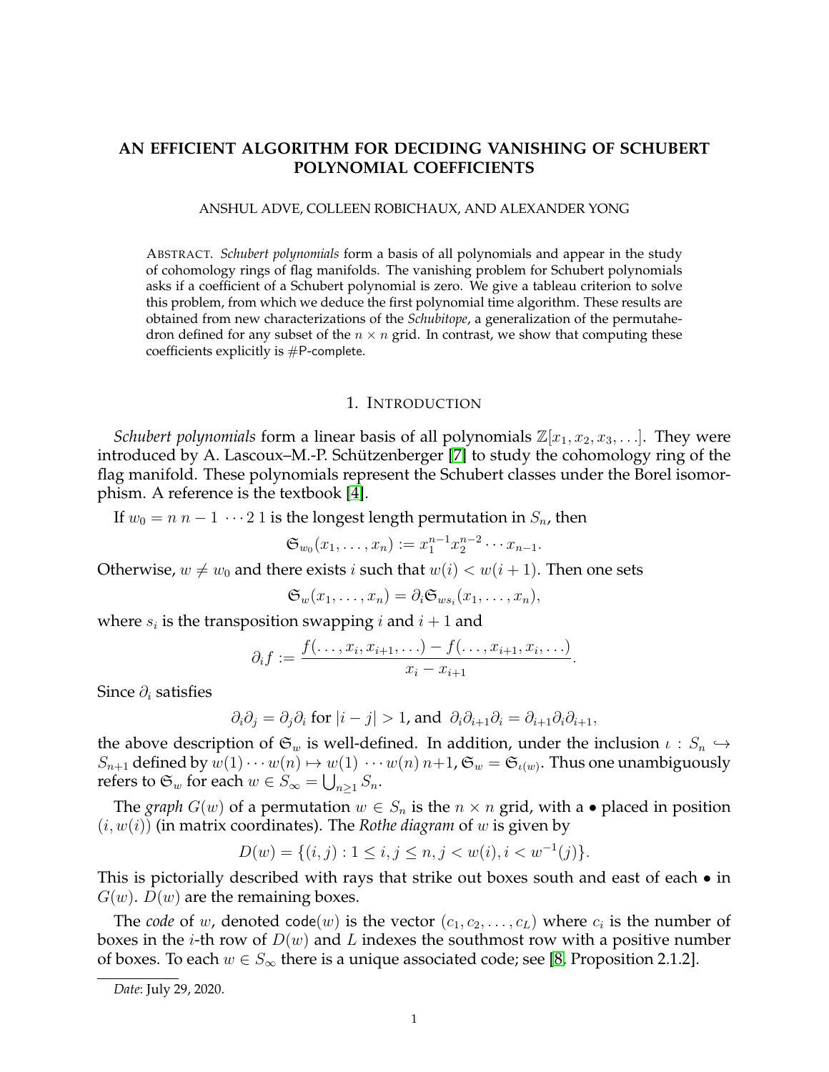# AN EFFICIENT ALGORITHM FOR DECIDING VANISHING OF SCHUBERT POLYNOMIAL COEFFICIENTS

ANSHUL ADVE, COLLEEN ROBICHAUX, AND ALEXANDER YONG

ABSTRACT. *Schubert polynomials* form a basis of all polynomials and appear in the study of cohomology rings of flag manifolds. The vanishing problem for Schubert polynomials asks if a coefficient of a Schubert polynomial is zero. We give a tableau criterion to solve this problem, from which we deduce the first polynomial time algorithm. These results are obtained from new characterizations of the *Schubitope*, a generalization of the permutahedron defined for any subset of the $n \times n$ grid. In contrast, we show that computing these coefficients explicitly is #P-complete.

## 1. INTRODUCTION

*Schubert polynomials* form a linear basis of all polynomials $\mathbb{Z}[x_1, x_2, x_3, \ldots]$. They were introduced by A. Lascoux–M.-P. Schützenberger [7] to study the cohomology ring of the flag manifold. These polynomials represent the Schubert classes under the Borel isomorphism. A reference is the textbook [4].

If $w_0 = n\ n-1\ \cdots 2\ 1$ is the longest length permutation in $S_n$, then

$$\mathfrak{S}_{w_0}(x_1, \ldots, x_n) := x_1^{n-1} x_2^{n-2} \cdots x_{n-1}.$$

Otherwise, $w \neq w_0$ and there exists $i$ such that $w(i) < w(i+1)$. Then one sets

$$\mathfrak{S}_w(x_1, \ldots, x_n) = \partial_i \mathfrak{S}_{ws_i}(x_1, \ldots, x_n),$$

where $s_i$ is the transposition swapping $i$ and $i+1$ and

$$\partial_i f := \frac{f(\ldots, x_i, x_{i+1}, \ldots) - f(\ldots, x_{i+1}, x_i, \ldots)}{x_i - x_{i+1}}.$$

Since $\partial_i$ satisfies

$$\partial_i \partial_j = \partial_j \partial_i \text{ for } |i-j| > 1, \text{ and } \partial_i \partial_{i+1} \partial_i = \partial_{i+1} \partial_i \partial_{i+1},$$

the above description of $\mathfrak{S}_w$ is well-defined. In addition, under the inclusion $\iota : S_n \hookrightarrow S_{n+1}$ defined by $w(1) \cdots w(n) \mapsto w(1)\ \cdots w(n)\, n+1$, $\mathfrak{S}_w = \mathfrak{S}_{\iota(w)}$. Thus one unambiguously refers to $\mathfrak{S}_w$ for each $w \in S_\infty = \bigcup_{n \geq 1} S_n$.

The *graph* $G(w)$ of a permutation $w \in S_n$ is the $n \times n$ grid, with a $\bullet$ placed in position $(i, w(i))$ (in matrix coordinates). The *Rothe diagram* of $w$ is given by

$$D(w) = \{(i, j) : 1 \leq i, j \leq n, j < w(i), i < w^{-1}(j)\}.$$

This is pictorially described with rays that strike out boxes south and east of each $\bullet$ in $G(w)$. $D(w)$ are the remaining boxes.

The *code* of $w$, denoted $\mathsf{code}(w)$ is the vector $(c_1, c_2, \ldots, c_L)$ where $c_i$ is the number of boxes in the $i$-th row of $D(w)$ and $L$ indexes the southmost row with a positive number of boxes. To each $w \in S_\infty$ there is a unique associated code; see [8, Proposition 2.1.2].

*Date*: July 29, 2020.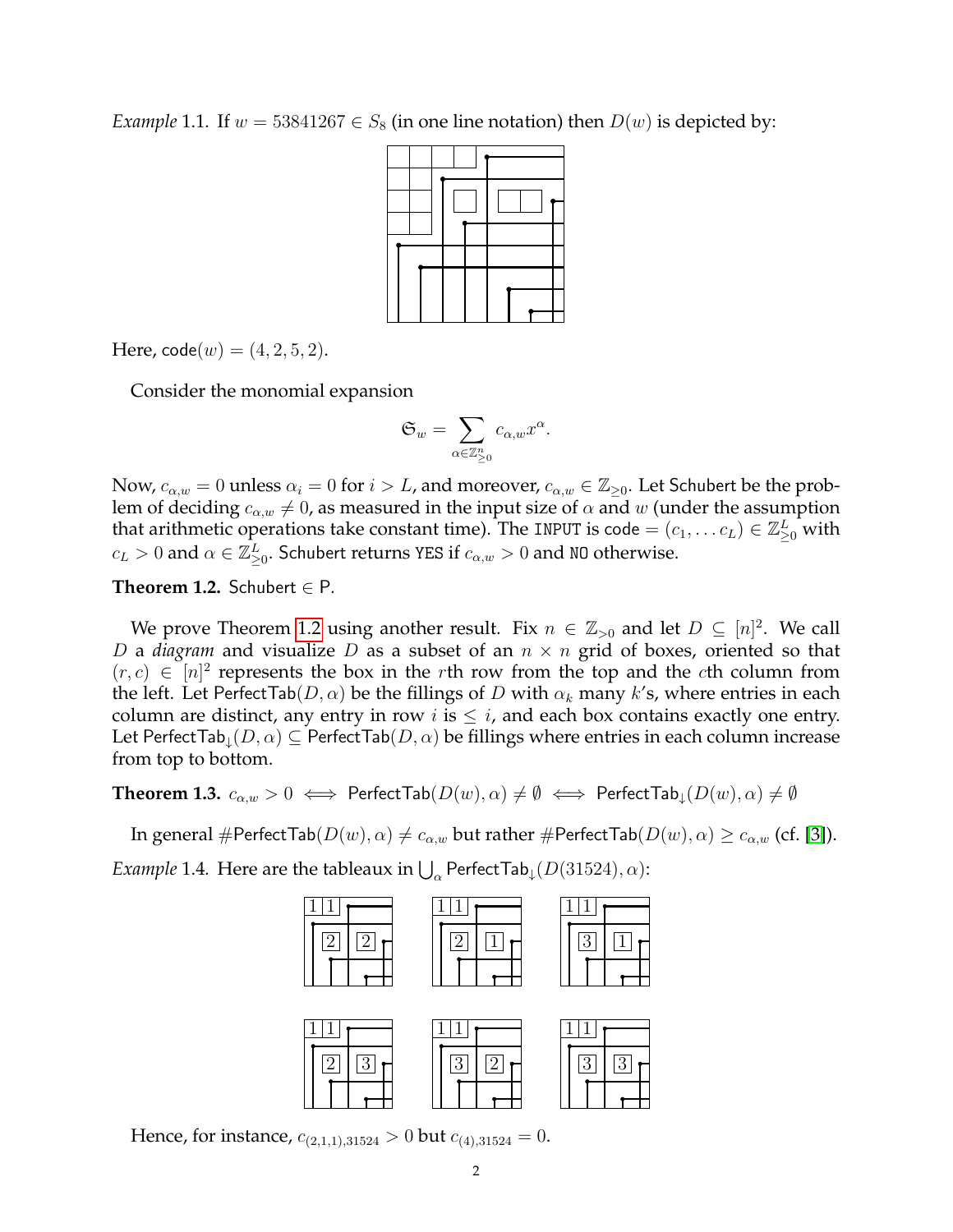*Example* 1.1. If $w = 53841267 \in S_8$ (in one line notation) then $D(w)$ is depicted by:

Here, $\mathsf{code}(w) = (4, 2, 5, 2)$.

Consider the monomial expansion

$$\mathfrak{S}_w = \sum_{\alpha \in \mathbb{Z}^n_{\geq 0}} c_{\alpha,w} x^\alpha.$$

Now, $c_{\alpha,w} = 0$ unless $\alpha_i = 0$ for $i > L$, and moreover, $c_{\alpha,w} \in \mathbb{Z}_{\geq 0}$. Let $\mathsf{Schubert}$ be the problem of deciding $c_{\alpha,w} \neq 0$, as measured in the input size of $\alpha$ and $w$ (under the assumption that arithmetic operations take constant time). The `INPUT` is $\mathsf{code} = (c_1, \ldots c_L) \in \mathbb{Z}^L_{\geq 0}$ with $c_L > 0$ and $\alpha \in \mathbb{Z}^L_{\geq 0}$. $\mathsf{Schubert}$ returns `YES` if $c_{\alpha,w} > 0$ and `NO` otherwise.

**Theorem 1.2.** $\mathsf{Schubert} \in \mathsf{P}$.

We prove Theorem 1.2 using another result. Fix $n \in \mathbb{Z}_{>0}$ and let $D \subseteq [n]^2$. We call $D$ a *diagram* and visualize $D$ as a subset of an $n \times n$ grid of boxes, oriented so that $(r, c) \in [n]^2$ represents the box in the $r$th row from the top and the $c$th column from the left. Let $\mathsf{PerfectTab}(D, \alpha)$ be the fillings of $D$ with $\alpha_k$ many $k$'s, where entries in each column are distinct, any entry in row $i$ is $\leq i$, and each box contains exactly one entry. Let $\mathsf{PerfectTab}_{\downarrow}(D, \alpha) \subseteq \mathsf{PerfectTab}(D, \alpha)$ be fillings where entries in each column increase from top to bottom.

**Theorem 1.3.** $c_{\alpha,w} > 0 \iff \mathsf{PerfectTab}(D(w), \alpha) \neq \emptyset \iff \mathsf{PerfectTab}_{\downarrow}(D(w), \alpha) \neq \emptyset$

In general $\#\mathsf{PerfectTab}(D(w), \alpha) \neq c_{\alpha,w}$ but rather $\#\mathsf{PerfectTab}(D(w), \alpha) \geq c_{\alpha,w}$ (cf. [3]).

*Example* 1.4. Here are the tableaux in $\bigcup_\alpha \mathsf{PerfectTab}_{\downarrow}(D(31524), \alpha)$:

Hence, for instance, $c_{(2,1,1),31524} > 0$ but $c_{(4),31524} = 0$.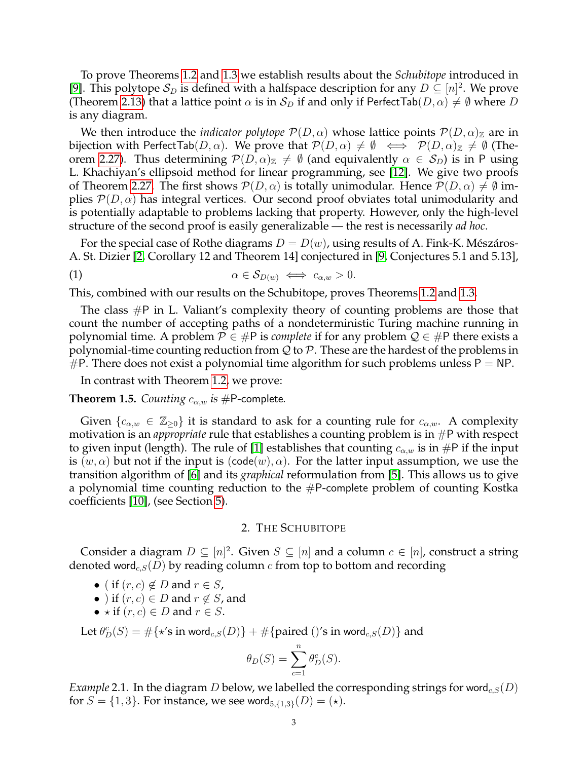To prove Theorems 1.2 and 1.3 we establish results about the *Schubitope* introduced in [9]. This polytope $\mathcal{S}_D$ is defined with a halfspace description for any $D \subseteq [n]^2$. We prove (Theorem 2.13) that a lattice point $\alpha$ is in $\mathcal{S}_D$ if and only if $\mathsf{PerfectTab}(D,\alpha) \neq \emptyset$ where $D$ is any diagram.

We then introduce the *indicator polytope* $\mathcal{P}(D,\alpha)$ whose lattice points $\mathcal{P}(D,\alpha)_{\mathbb{Z}}$ are in bijection with $\mathsf{PerfectTab}(D,\alpha)$. We prove that $\mathcal{P}(D,\alpha) \neq \emptyset \iff \mathcal{P}(D,\alpha)_{\mathbb{Z}} \neq \emptyset$ (Theorem 2.27). Thus determining $\mathcal{P}(D,\alpha)_{\mathbb{Z}} \neq \emptyset$ (and equivalently $\alpha \in \mathcal{S}_D$) is in $\mathsf{P}$ using L. Khachiyan's ellipsoid method for linear programming, see [12]. We give two proofs of Theorem 2.27. The first shows $\mathcal{P}(D,\alpha)$ is totally unimodular. Hence $\mathcal{P}(D,\alpha) \neq \emptyset$ implies $\mathcal{P}(D,\alpha)$ has integral vertices. Our second proof obviates total unimodularity and is potentially adaptable to problems lacking that property. However, only the high-level structure of the second proof is easily generalizable — the rest is necessarily *ad hoc*.

For the special case of Rothe diagrams $D = D(w)$, using results of A. Fink-K. Mészáros-A. St. Dizier [2, Corollary 12 and Theorem 14] conjectured in [9, Conjectures 5.1 and 5.13],

$$\alpha \in \mathcal{S}_{D(w)} \iff c_{\alpha,w} > 0. \tag{1}$$

This, combined with our results on the Schubitope, proves Theorems 1.2 and 1.3.

The class $\#\mathsf{P}$ in L. Valiant's complexity theory of counting problems are those that count the number of accepting paths of a nondeterministic Turing machine running in polynomial time. A problem $\mathcal{P} \in \#\mathsf{P}$ is *complete* if for any problem $\mathcal{Q} \in \#\mathsf{P}$ there exists a polynomial-time counting reduction from $\mathcal{Q}$ to $\mathcal{P}$. These are the hardest of the problems in $\#\mathsf{P}$. There does not exist a polynomial time algorithm for such problems unless $\mathsf{P} = \mathsf{NP}$.

In contrast with Theorem 1.2, we prove:

**Theorem 1.5.** *Counting $c_{\alpha,w}$ is $\#\mathsf{P}$-complete.*

Given $\{c_{\alpha,w} \in \mathbb{Z}_{\geq 0}\}$ it is standard to ask for a counting rule for $c_{\alpha,w}$. A complexity motivation is an *appropriate* rule that establishes a counting problem is in $\#\mathsf{P}$ with respect to given input (length). The rule of [1] establishes that counting $c_{\alpha,w}$ is in $\#\mathsf{P}$ if the input is $(w,\alpha)$ but not if the input is $(\mathsf{code}(w),\alpha)$. For the latter input assumption, we use the transition algorithm of [6] and its *graphical* reformulation from [5]. This allows us to give a polynomial time counting reduction to the $\#\mathsf{P}$-complete problem of counting Kostka coefficients [10], (see Section 5).

## 2. The Schubitope

Consider a diagram $D \subseteq [n]^2$. Given $S \subseteq [n]$ and a column $c \in [n]$, construct a string denoted $\mathsf{word}_{c,S}(D)$ by reading column $c$ from top to bottom and recording

- ( if $(r,c) \notin D$ and $r \in S$,
- ) if $(r,c) \in D$ and $r \notin S$, and
- $\star$ if $(r,c) \in D$ and $r \in S$.

Let $\theta_D^c(S) = \#\{\star\text{'s in } \mathsf{word}_{c,S}(D)\} + \#\{\text{paired ()'s in } \mathsf{word}_{c,S}(D)\}$ and

$$\theta_D(S) = \sum_{c=1}^{n} \theta_D^c(S).$$

*Example* 2.1. In the diagram $D$ below, we labelled the corresponding strings for $\mathsf{word}_{c,S}(D)$ for $S = \{1,3\}$. For instance, we see $\mathsf{word}_{5,\{1,3\}}(D) = (\star)$.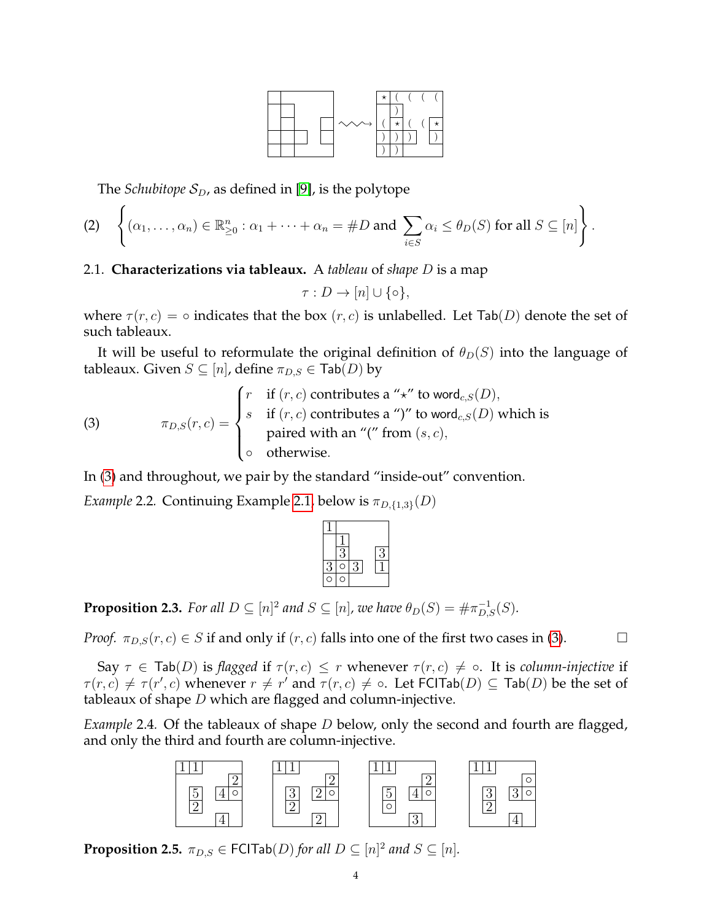The *Schubitope* $\mathcal{S}_D$, as defined in [9], is the polytope

$$\left\{(\alpha_1,\ldots,\alpha_n) \in \mathbb{R}^n_{\geq 0} : \alpha_1 + \cdots + \alpha_n = \#D \text{ and } \sum_{i\in S} \alpha_i \leq \theta_D(S) \text{ for all } S \subseteq [n]\right\}. \tag{2}$$

## 2.1. Characterizations via tableaux.

A *tableau* of *shape* $D$ is a map

$$\tau : D \to [n] \cup \{\circ\},$$

where $\tau(r,c) = \circ$ indicates that the box $(r,c)$ is unlabelled. Let $\mathsf{Tab}(D)$ denote the set of such tableaux.

It will be useful to reformulate the original definition of $\theta_D(S)$ into the language of tableaux. Given $S \subseteq [n]$, define $\pi_{D,S} \in \mathsf{Tab}(D)$ by

$$\pi_{D,S}(r,c) = \begin{cases} r & \text{if } (r,c) \text{ contributes a “}\star\text{” to } \mathsf{word}_{c,S}(D), \\ s & \text{if } (r,c) \text{ contributes a “)” to } \mathsf{word}_{c,S}(D) \text{ which is paired with an “(” from } (s,c), \\ \circ & \text{otherwise.} \end{cases} \tag{3}$$

In (3) and throughout, we pair by the standard “inside-out” convention.

*Example* 2.2. Continuing Example 2.1, below is $\pi_{D,\{1,3\}}(D)$

**Proposition 2.3.** *For all $D \subseteq [n]^2$ and $S \subseteq [n]$, we have $\theta_D(S) = \#\pi^{-1}_{D,S}(S)$.*

*Proof.* $\pi_{D,S}(r,c) \in S$ if and only if $(r,c)$ falls into one of the first two cases in (3). □

Say $\tau \in \mathsf{Tab}(D)$ is *flagged* if $\tau(r,c) \leq r$ whenever $\tau(r,c) \neq \circ$. It is *column-injective* if $\tau(r,c) \neq \tau(r',c)$ whenever $r \neq r'$ and $\tau(r,c) \neq \circ$. Let $\mathsf{FCITab}(D) \subseteq \mathsf{Tab}(D)$ be the set of tableaux of shape $D$ which are flagged and column-injective.

*Example* 2.4. Of the tableaux of shape $D$ below, only the second and fourth are flagged, and only the third and fourth are column-injective.

**Proposition 2.5.** *$\pi_{D,S} \in \mathsf{FCITab}(D)$ for all $D \subseteq [n]^2$ and $S \subseteq [n]$.*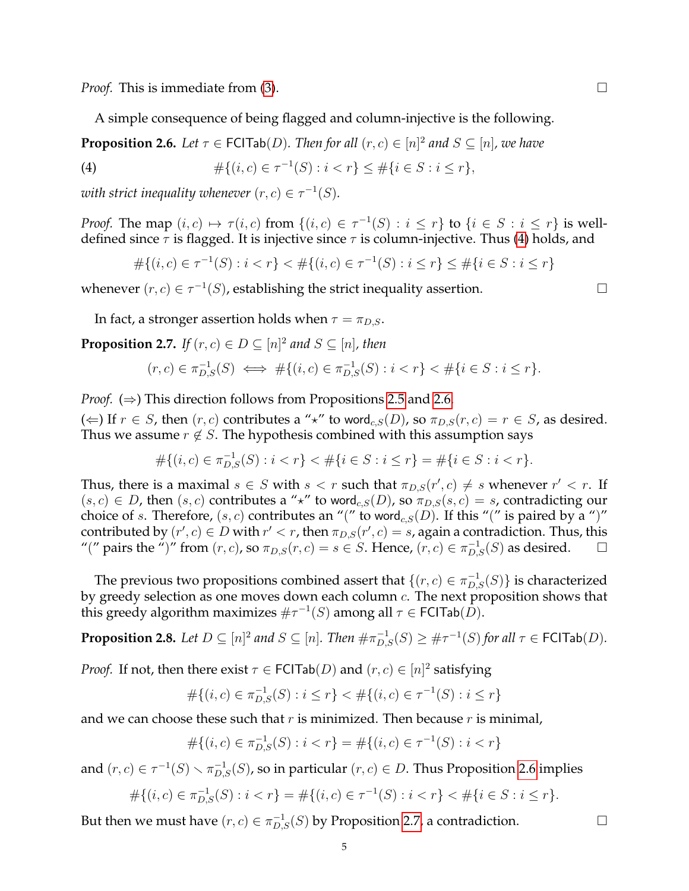*Proof.* This is immediate from (3). □

A simple consequence of being flagged and column-injective is the following.

**Proposition 2.6.** *Let $\tau \in \mathsf{FCITab}(D)$. Then for all $(r,c) \in [n]^2$ and $S \subseteq [n]$, we have*

$$\#\{(i,c) \in \tau^{-1}(S) : i < r\} \leq \#\{i \in S : i \leq r\}, \tag{4}$$

*with strict inequality whenever $(r,c) \in \tau^{-1}(S)$.*

*Proof.* The map $(i,c) \mapsto \tau(i,c)$ from $\{(i,c) \in \tau^{-1}(S) : i \leq r\}$ to $\{i \in S : i \leq r\}$ is well-defined since $\tau$ is flagged. It is injective since $\tau$ is column-injective. Thus (4) holds, and

$$\#\{(i,c) \in \tau^{-1}(S) : i < r\} < \#\{(i,c) \in \tau^{-1}(S) : i \leq r\} \leq \#\{i \in S : i \leq r\}$$

whenever $(r,c) \in \tau^{-1}(S)$, establishing the strict inequality assertion. □

In fact, a stronger assertion holds when $\tau = \pi_{D,S}$.

**Proposition 2.7.** *If $(r,c) \in D \subseteq [n]^2$ and $S \subseteq [n]$, then*

$$(r,c) \in \pi_{D,S}^{-1}(S) \iff \#\{(i,c) \in \pi_{D,S}^{-1}(S) : i < r\} < \#\{i \in S : i \leq r\}.$$

*Proof.* ($\Rightarrow$) This direction follows from Propositions 2.5 and 2.6.
($\Leftarrow$) If $r \in S$, then $(r,c)$ contributes a "$\star$" to $\mathsf{word}_{c,S}(D)$, so $\pi_{D,S}(r,c) = r \in S$, as desired. Thus we assume $r \notin S$. The hypothesis combined with this assumption says

$$\#\{(i,c) \in \pi_{D,S}^{-1}(S) : i < r\} < \#\{i \in S : i \leq r\} = \#\{i \in S : i < r\}.$$

Thus, there is a maximal $s \in S$ with $s < r$ such that $\pi_{D,S}(r',c) \neq s$ whenever $r' < r$. If $(s,c) \in D$, then $(s,c)$ contributes a "$\star$" to $\mathsf{word}_{c,S}(D)$, so $\pi_{D,S}(s,c) = s$, contradicting our choice of $s$. Therefore, $(s,c)$ contributes an "(" to $\mathsf{word}_{c,S}(D)$. If this "(" is paired by a ")" contributed by $(r',c) \in D$ with $r' < r$, then $\pi_{D,S}(r',c) = s$, again a contradiction. Thus, this "(" pairs the ")" from $(r,c)$, so $\pi_{D,S}(r,c) = s \in S$. Hence, $(r,c) \in \pi_{D,S}^{-1}(S)$ as desired. □

The previous two propositions combined assert that $\{(r,c) \in \pi_{D,S}^{-1}(S)\}$ is characterized by greedy selection as one moves down each column $c$. The next proposition shows that this greedy algorithm maximizes $\#\tau^{-1}(S)$ among all $\tau \in \mathsf{FCITab}(D)$.

**Proposition 2.8.** *Let $D \subseteq [n]^2$ and $S \subseteq [n]$. Then $\#\pi_{D,S}^{-1}(S) \geq \#\tau^{-1}(S)$ for all $\tau \in \mathsf{FCITab}(D)$.*

*Proof.* If not, then there exist $\tau \in \mathsf{FCITab}(D)$ and $(r,c) \in [n]^2$ satisfying

$$\#\{(i,c) \in \pi_{D,S}^{-1}(S) : i \leq r\} < \#\{(i,c) \in \tau^{-1}(S) : i \leq r\}$$

and we can choose these such that $r$ is minimized. Then because $r$ is minimal,

$$\#\{(i,c) \in \pi_{D,S}^{-1}(S) : i < r\} = \#\{(i,c) \in \tau^{-1}(S) : i < r\}$$

and $(r,c) \in \tau^{-1}(S) \smallsetminus \pi_{D,S}^{-1}(S)$, so in particular $(r,c) \in D$. Thus Proposition 2.6 implies

$$\#\{(i,c) \in \pi_{D,S}^{-1}(S) : i < r\} = \#\{(i,c) \in \tau^{-1}(S) : i < r\} < \#\{i \in S : i \leq r\}.$$

But then we must have $(r,c) \in \pi_{D,S}^{-1}(S)$ by Proposition 2.7, a contradiction. □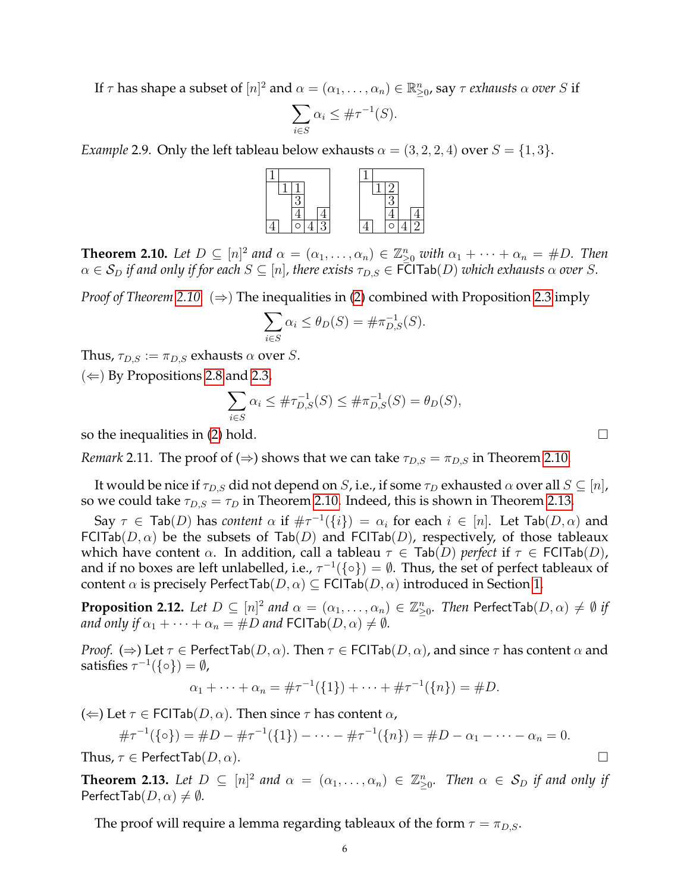If $\tau$ has shape a subset of $[n]^2$ and $\alpha = (\alpha_1, \ldots, \alpha_n) \in \mathbb{R}^n_{\geq 0}$, say $\tau$ *exhausts* $\alpha$ *over* $S$ if

$$\sum_{i \in S} \alpha_i \leq \#\tau^{-1}(S).$$

*Example* 2.9. Only the left tableau below exhausts $\alpha = (3, 2, 2, 4)$ over $S = \{1, 3\}$.

$$\begin{array}{ccccc}
1 & & & & \\
 & 1 & 1 & & \\
 & & 3 & & \\
 & & 4 & & 4 \\
4 & & \circ & 4 & 3
\end{array}
\qquad\qquad
\begin{array}{ccccc}
1 & & & & \\
 & 1 & 2 & & \\
 & & 3 & & \\
 & & 4 & & 4 \\
4 & & \circ & 4 & 2
\end{array}$$

**Theorem 2.10.** *Let $D \subseteq [n]^2$ and $\alpha = (\alpha_1, \ldots, \alpha_n) \in \mathbb{Z}^n_{\geq 0}$ with $\alpha_1 + \cdots + \alpha_n = \#D$. Then $\alpha \in \mathcal{S}_D$ if and only if for each $S \subseteq [n]$, there exists $\tau_{D,S} \in \mathsf{FCITab}(D)$ which exhausts $\alpha$ over $S$.*

*Proof of Theorem 2.10.* ($\Rightarrow$) The inequalities in (2) combined with Proposition 2.3 imply

$$\sum_{i \in S} \alpha_i \leq \theta_D(S) = \#\pi^{-1}_{D,S}(S).$$

Thus, $\tau_{D,S} := \pi_{D,S}$ exhausts $\alpha$ over $S$.

($\Leftarrow$) By Propositions 2.8 and 2.3,

$$\sum_{i \in S} \alpha_i \leq \#\tau^{-1}_{D,S}(S) \leq \#\pi^{-1}_{D,S}(S) = \theta_D(S),$$

so the inequalities in (2) hold. $\square$

*Remark* 2.11. The proof of ($\Rightarrow$) shows that we can take $\tau_{D,S} = \pi_{D,S}$ in Theorem 2.10.

It would be nice if $\tau_{D,S}$ did not depend on $S$, i.e., if some $\tau_D$ exhausted $\alpha$ over all $S \subseteq [n]$, so we could take $\tau_{D,S} = \tau_D$ in Theorem 2.10. Indeed, this is shown in Theorem 2.13.

Say $\tau \in \mathsf{Tab}(D)$ has *content* $\alpha$ if $\#\tau^{-1}(\{i\}) = \alpha_i$ for each $i \in [n]$. Let $\mathsf{Tab}(D, \alpha)$ and $\mathsf{FCITab}(D, \alpha)$ be the subsets of $\mathsf{Tab}(D)$ and $\mathsf{FCITab}(D)$, respectively, of those tableaux which have content $\alpha$. In addition, call a tableau $\tau \in \mathsf{Tab}(D)$ *perfect* if $\tau \in \mathsf{FCITab}(D)$, and if no boxes are left unlabelled, i.e., $\tau^{-1}(\{\circ\}) = \emptyset$. Thus, the set of perfect tableaux of content $\alpha$ is precisely $\mathsf{PerfectTab}(D, \alpha) \subseteq \mathsf{FCITab}(D, \alpha)$ introduced in Section 1.

**Proposition 2.12.** *Let $D \subseteq [n]^2$ and $\alpha = (\alpha_1, \ldots, \alpha_n) \in \mathbb{Z}^n_{\geq 0}$. Then $\mathsf{PerfectTab}(D, \alpha) \neq \emptyset$ if and only if $\alpha_1 + \cdots + \alpha_n = \#D$ and $\mathsf{FCITab}(D, \alpha) \neq \emptyset$.*

*Proof.* ($\Rightarrow$) Let $\tau \in \mathsf{PerfectTab}(D, \alpha)$. Then $\tau \in \mathsf{FCITab}(D, \alpha)$, and since $\tau$ has content $\alpha$ and satisfies $\tau^{-1}(\{\circ\}) = \emptyset$,

$$\alpha_1 + \cdots + \alpha_n = \#\tau^{-1}(\{1\}) + \cdots + \#\tau^{-1}(\{n\}) = \#D.$$

($\Leftarrow$) Let $\tau \in \mathsf{FCITab}(D, \alpha)$. Then since $\tau$ has content $\alpha$,

$$\#\tau^{-1}(\{\circ\}) = \#D - \#\tau^{-1}(\{1\}) - \cdots - \#\tau^{-1}(\{n\}) = \#D - \alpha_1 - \cdots - \alpha_n = 0.$$

Thus, $\tau \in \mathsf{PerfectTab}(D, \alpha)$. $\square$

**Theorem 2.13.** *Let $D \subseteq [n]^2$ and $\alpha = (\alpha_1, \ldots, \alpha_n) \in \mathbb{Z}^n_{\geq 0}$. Then $\alpha \in \mathcal{S}_D$ if and only if $\mathsf{PerfectTab}(D, \alpha) \neq \emptyset$.*

The proof will require a lemma regarding tableaux of the form $\tau = \pi_{D,S}$.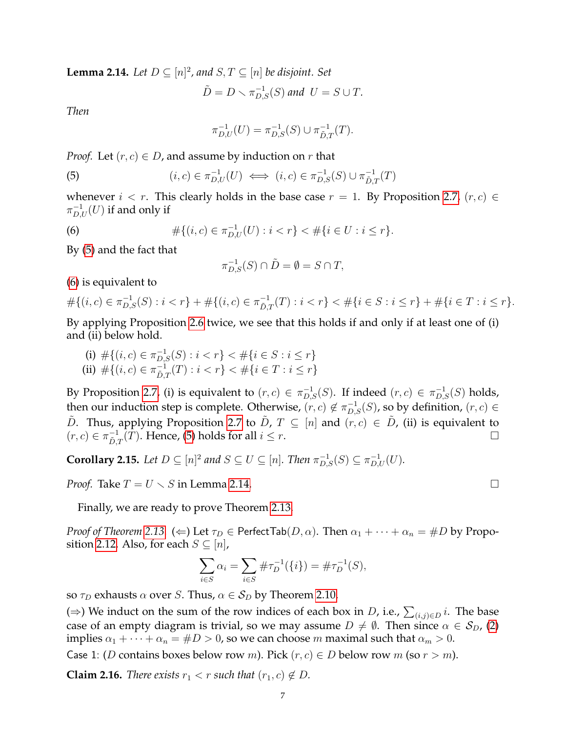**Lemma 2.14.** *Let $D \subseteq [n]^2$, and $S, T \subseteq [n]$ be disjoint. Set*

$$\tilde{D} = D \smallsetminus \pi_{D,S}^{-1}(S) \text{ and } U = S \cup T.$$

*Then*

$$\pi_{D,U}^{-1}(U) = \pi_{D,S}^{-1}(S) \cup \pi_{\tilde{D},T}^{-1}(T).$$

*Proof.* Let $(r, c) \in D$, and assume by induction on $r$ that

$$(i, c) \in \pi_{D,U}^{-1}(U) \iff (i, c) \in \pi_{D,S}^{-1}(S) \cup \pi_{\tilde{D},T}^{-1}(T) \tag{5}$$

whenever $i < r$. This clearly holds in the base case $r = 1$. By Proposition 2.7, $(r, c) \in \pi_{D,U}^{-1}(U)$ if and only if

$$\#\{(i, c) \in \pi_{D,U}^{-1}(U) : i < r\} < \#\{i \in U : i \le r\}. \tag{6}$$

By (5) and the fact that

$$\pi_{D,S}^{-1}(S) \cap \tilde{D} = \emptyset = S \cap T,$$

(6) is equivalent to

$$\#\{(i, c) \in \pi_{D,S}^{-1}(S) : i < r\} + \#\{(i, c) \in \pi_{\tilde{D},T}^{-1}(T) : i < r\} < \#\{i \in S : i \le r\} + \#\{i \in T : i \le r\}.$$

By applying Proposition 2.6 twice, we see that this holds if and only if at least one of (i) and (ii) below hold.

(i) $\#\{(i, c) \in \pi_{D,S}^{-1}(S) : i < r\} < \#\{i \in S : i \le r\}$
(ii) $\#\{(i, c) \in \pi_{\tilde{D},T}^{-1}(T) : i < r\} < \#\{i \in T : i \le r\}$

By Proposition 2.7, (i) is equivalent to $(r, c) \in \pi_{D,S}^{-1}(S)$. If indeed $(r, c) \in \pi_{D,S}^{-1}(S)$ holds, then our induction step is complete. Otherwise, $(r, c) \notin \pi_{D,S}^{-1}(S)$, so by definition, $(r, c) \in \tilde{D}$. Thus, applying Proposition 2.7 to $\tilde{D}$, $T \subseteq [n]$ and $(r, c) \in \tilde{D}$, (ii) is equivalent to $(r, c) \in \pi_{\tilde{D},T}^{-1}(T)$. Hence, (5) holds for all $i \le r$. $\square$

**Corollary 2.15.** *Let $D \subseteq [n]^2$ and $S \subseteq U \subseteq [n]$. Then $\pi_{D,S}^{-1}(S) \subseteq \pi_{D,U}^{-1}(U)$.*

*Proof.* Take $T = U \smallsetminus S$ in Lemma 2.14. $\square$

Finally, we are ready to prove Theorem 2.13.

*Proof of Theorem 2.13.* ($\Leftarrow$) Let $\tau_D \in \mathsf{PerfectTab}(D, \alpha)$. Then $\alpha_1 + \cdots + \alpha_n = \#D$ by Proposition 2.12. Also, for each $S \subseteq [n]$,

$$\sum_{i \in S} \alpha_i = \sum_{i \in S} \#\tau_D^{-1}(\{i\}) = \#\tau_D^{-1}(S),$$

so $\tau_D$ exhausts $\alpha$ over $S$. Thus, $\alpha \in \mathcal{S}_D$ by Theorem 2.10.

($\Rightarrow$) We induct on the sum of the row indices of each box in $D$, i.e., $\sum_{(i,j) \in D} i$. The base case of an empty diagram is trivial, so we may assume $D \neq \emptyset$. Then since $\alpha \in \mathcal{S}_D$, (2) implies $\alpha_1 + \cdots + \alpha_n = \#D > 0$, so we can choose $m$ maximal such that $\alpha_m > 0$.

Case 1: ($D$ contains boxes below row $m$). Pick $(r, c) \in D$ below row $m$ (so $r > m$).

**Claim 2.16.** *There exists $r_1 < r$ such that $(r_1, c) \notin D$.*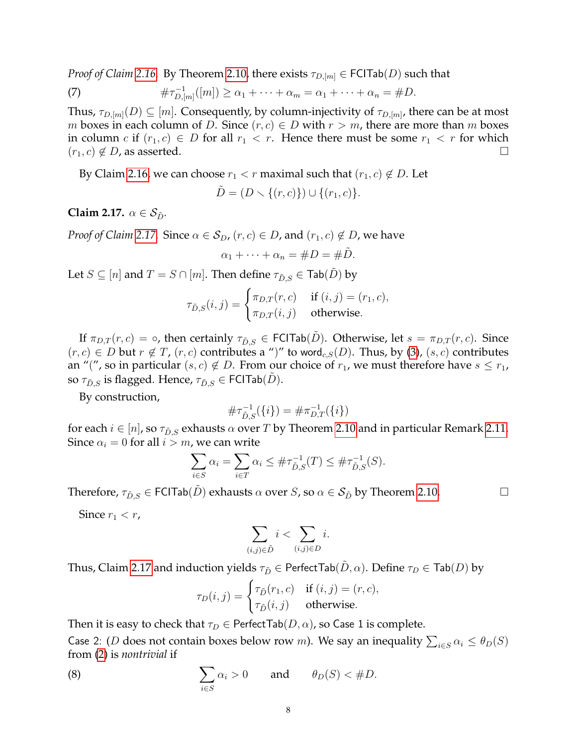*Proof of Claim 2.16.* By Theorem 2.10, there exists $\tau_{D,[m]} \in \mathsf{FClTab}(D)$ such that

$$\#\tau_{D,[m]}^{-1}([m]) \geq \alpha_1 + \cdots + \alpha_m = \alpha_1 + \cdots + \alpha_n = \#D. \tag{7}$$

Thus, $\tau_{D,[m]}(D) \subseteq [m]$. Consequently, by column-injectivity of $\tau_{D,[m]}$, there can be at most $m$ boxes in each column of $D$. Since $(r, c) \in D$ with $r > m$, there are more than $m$ boxes in column $c$ if $(r_1, c) \in D$ for all $r_1 < r$. Hence there must be some $r_1 < r$ for which $(r_1, c) \notin D$, as asserted. □

By Claim 2.16, we can choose $r_1 < r$ maximal such that $(r_1, c) \notin D$. Let

$$\tilde{D} = (D \setminus \{(r, c)\}) \cup \{(r_1, c)\}.$$

**Claim 2.17.** $\alpha \in \mathcal{S}_{\tilde{D}}$.

*Proof of Claim 2.17.* Since $\alpha \in \mathcal{S}_D$, $(r, c) \in D$, and $(r_1, c) \notin D$, we have

$$\alpha_1 + \cdots + \alpha_n = \#D = \#\tilde{D}.$$

Let $S \subseteq [n]$ and $T = S \cap [m]$. Then define $\tau_{\tilde{D},S} \in \mathsf{Tab}(\tilde{D})$ by

$$\tau_{\tilde{D},S}(i, j) = \begin{cases} \pi_{D,T}(r, c) & \text{if } (i, j) = (r_1, c), \\ \pi_{D,T}(i, j) & \text{otherwise.} \end{cases}$$

If $\pi_{D,T}(r, c) = \circ$, then certainly $\tau_{\tilde{D},S} \in \mathsf{FClTab}(\tilde{D})$. Otherwise, let $s = \pi_{D,T}(r, c)$. Since $(r, c) \in D$ but $r \notin T$, $(r, c)$ contributes a ")" to $\mathsf{word}_{c,S}(D)$. Thus, by (3), $(s, c)$ contributes an "(", so in particular $(s, c) \notin D$. From our choice of $r_1$, we must therefore have $s \leq r_1$, so $\tau_{\tilde{D},S}$ is flagged. Hence, $\tau_{\tilde{D},S} \in \mathsf{FClTab}(\tilde{D})$.

By construction,

$$\#\tau_{\tilde{D},S}^{-1}(\{i\}) = \#\pi_{D,T}^{-1}(\{i\})$$

for each $i \in [n]$, so $\tau_{\tilde{D},S}$ exhausts $\alpha$ over $T$ by Theorem 2.10 and in particular Remark 2.11. Since $\alpha_i = 0$ for all $i > m$, we can write

$$\sum_{i \in S} \alpha_i = \sum_{i \in T} \alpha_i \leq \#\tau_{\tilde{D},S}^{-1}(T) \leq \#\tau_{\tilde{D},S}^{-1}(S).$$

Therefore, $\tau_{\tilde{D},S} \in \mathsf{FClTab}(\tilde{D})$ exhausts $\alpha$ over $S$, so $\alpha \in \mathcal{S}_{\tilde{D}}$ by Theorem 2.10. □

Since $r_1 < r$,

$$\sum_{(i,j) \in \tilde{D}} i < \sum_{(i,j) \in D} i.$$

Thus, Claim 2.17 and induction yields $\tau_{\tilde{D}} \in \mathsf{PerfectTab}(\tilde{D}, \alpha)$. Define $\tau_D \in \mathsf{Tab}(D)$ by

$$\tau_D(i, j) = \begin{cases} \tau_{\tilde{D}}(r_1, c) & \text{if } (i, j) = (r, c), \\ \tau_{\tilde{D}}(i, j) & \text{otherwise.} \end{cases}$$

Then it is easy to check that $\tau_D \in \mathsf{PerfectTab}(D, \alpha)$, so Case 1 is complete.

Case 2: ($D$ does not contain boxes below row $m$). We say an inequality $\sum_{i \in S} \alpha_i \leq \theta_D(S)$ from (2) is *nontrivial* if

$$\sum_{i \in S} \alpha_i > 0 \qquad \text{and} \qquad \theta_D(S) < \#D. \tag{8}$$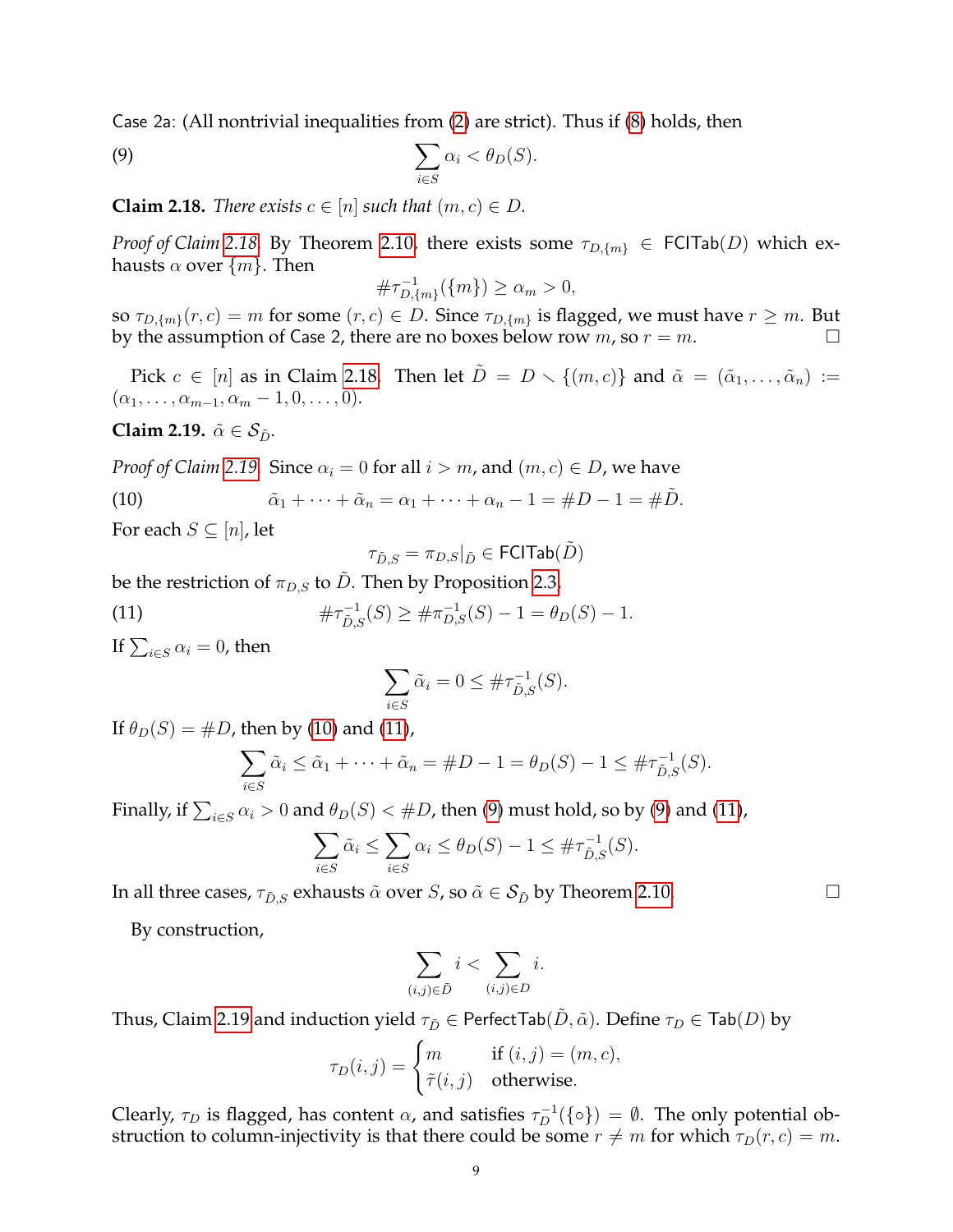Case 2a: (All nontrivial inequalities from (2) are strict). Thus if (8) holds, then

$$\sum_{i \in S} \alpha_i < \theta_D(S). \tag{9}$$

**Claim 2.18.** *There exists $c \in [n]$ such that $(m, c) \in D$.*

*Proof of Claim 2.18.* By Theorem 2.10, there exists some $\tau_{D,\{m\}} \in \mathsf{FClTab}(D)$ which exhausts $\alpha$ over $\{m\}$. Then

$$\#\tau^{-1}_{D,\{m\}}(\{m\}) \geq \alpha_m > 0,$$

so $\tau_{D,\{m\}}(r, c) = m$ for some $(r, c) \in D$. Since $\tau_{D,\{m\}}$ is flagged, we must have $r \geq m$. But by the assumption of Case 2, there are no boxes below row $m$, so $r = m$. □

Pick $c \in [n]$ as in Claim 2.18. Then let $\tilde{D} = D \smallsetminus \{(m, c)\}$ and $\tilde{\alpha} = (\tilde{\alpha}_1, \ldots, \tilde{\alpha}_n) := (\alpha_1, \ldots, \alpha_{m-1}, \alpha_m - 1, 0, \ldots, 0)$.

**Claim 2.19.** $\tilde{\alpha} \in \mathcal{S}_{\tilde{D}}$.

*Proof of Claim 2.19.* Since $\alpha_i = 0$ for all $i > m$, and $(m, c) \in D$, we have

$$\tilde{\alpha}_1 + \cdots + \tilde{\alpha}_n = \alpha_1 + \cdots + \alpha_n - 1 = \#D - 1 = \#\tilde{D}. \tag{10}$$

For each $S \subseteq [n]$, let

$$\tau_{\tilde{D},S} = \pi_{D,S}|_{\tilde{D}} \in \mathsf{FClTab}(\tilde{D})$$

be the restriction of $\pi_{D,S}$ to $\tilde{D}$. Then by Proposition 2.3,

$$\#\tau^{-1}_{\tilde{D},S}(S) \geq \#\pi^{-1}_{D,S}(S) - 1 = \theta_D(S) - 1. \tag{11}$$

If $\sum_{i \in S} \alpha_i = 0$, then

$$\sum_{i \in S} \tilde{\alpha}_i = 0 \leq \#\tau^{-1}_{\tilde{D},S}(S).$$

If $\theta_D(S) = \#D$, then by (10) and (11),

$$\sum_{i \in S} \tilde{\alpha}_i \leq \tilde{\alpha}_1 + \cdots + \tilde{\alpha}_n = \#D - 1 = \theta_D(S) - 1 \leq \#\tau^{-1}_{\tilde{D},S}(S).$$

Finally, if $\sum_{i \in S} \alpha_i > 0$ and $\theta_D(S) < \#D$, then (9) must hold, so by (9) and (11),

$$\sum_{i \in S} \tilde{\alpha}_i \leq \sum_{i \in S} \alpha_i \leq \theta_D(S) - 1 \leq \#\tau^{-1}_{\tilde{D},S}(S).$$

In all three cases, $\tau_{\tilde{D},S}$ exhausts $\tilde{\alpha}$ over $S$, so $\tilde{\alpha} \in \mathcal{S}_{\tilde{D}}$ by Theorem 2.10. □

By construction,

$$\sum_{(i,j) \in \tilde{D}} i < \sum_{(i,j) \in D} i.$$

Thus, Claim 2.19 and induction yield $\tau_{\tilde{D}} \in \mathsf{PerfectTab}(\tilde{D}, \tilde{\alpha})$. Define $\tau_D \in \mathsf{Tab}(D)$ by

$$\tau_D(i, j) = \begin{cases} m & \text{if } (i, j) = (m, c), \\ \tilde{\tau}(i, j) & \text{otherwise.} \end{cases}$$

Clearly, $\tau_D$ is flagged, has content $\alpha$, and satisfies $\tau_D^{-1}(\{\circ\}) = \emptyset$. The only potential obstruction to column-injectivity is that there could be some $r \neq m$ for which $\tau_D(r, c) = m$.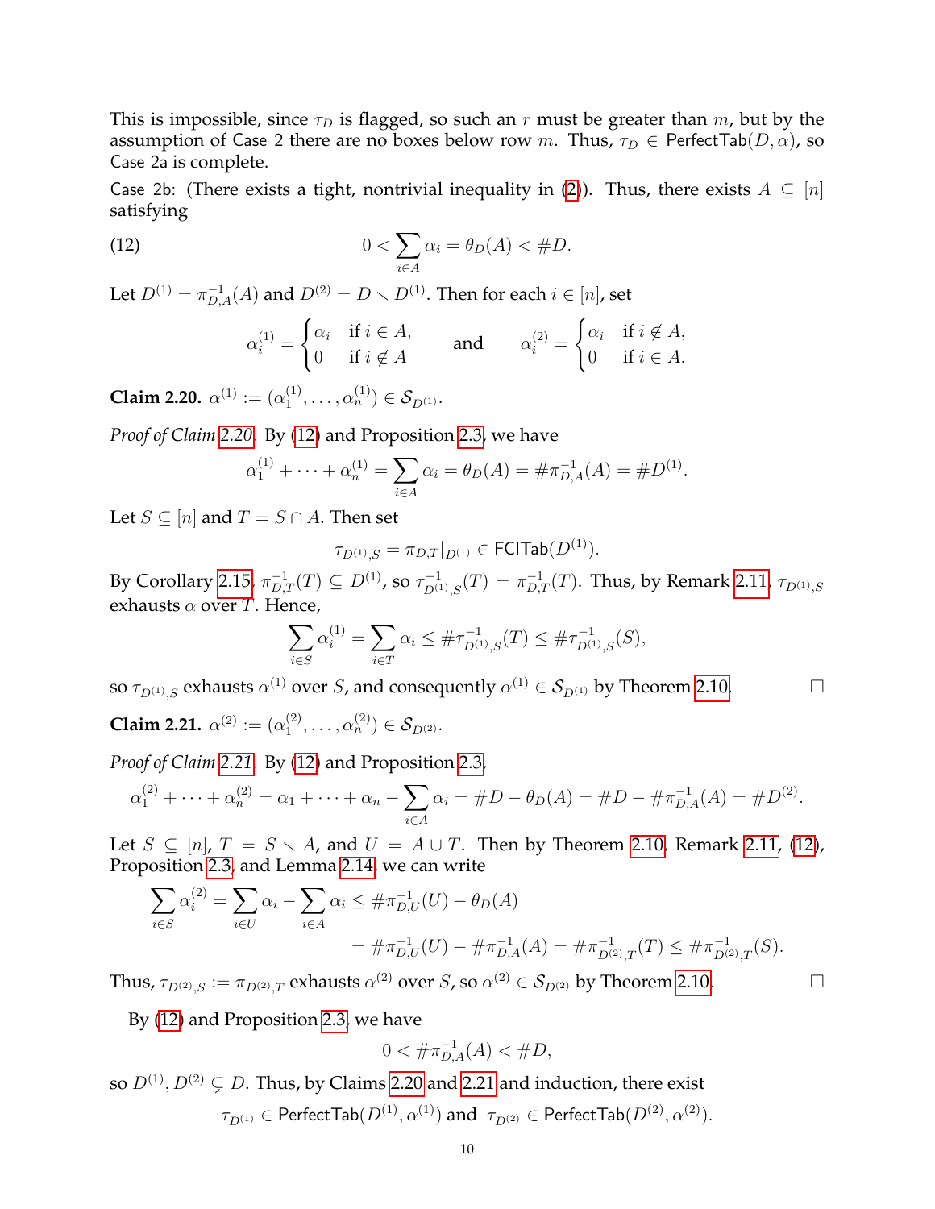This is impossible, since $\tau_D$ is flagged, so such an $r$ must be greater than $m$, but by the assumption of Case 2 there are no boxes below row $m$. Thus, $\tau_D \in \mathsf{PerfectTab}(D, \alpha)$, so Case 2a is complete.

Case 2b: (There exists a tight, nontrivial inequality in (2)). Thus, there exists $A \subseteq [n]$ satisfying

$$0 < \sum_{i \in A} \alpha_i = \theta_D(A) < \#D. \tag{12}$$

Let $D^{(1)} = \pi_{D,A}^{-1}(A)$ and $D^{(2)} = D \smallsetminus D^{(1)}$. Then for each $i \in [n]$, set

$$\alpha_i^{(1)} = \begin{cases} \alpha_i & \text{if } i \in A, \\ 0 & \text{if } i \notin A \end{cases} \qquad \text{and} \qquad \alpha_i^{(2)} = \begin{cases} \alpha_i & \text{if } i \notin A, \\ 0 & \text{if } i \in A. \end{cases}$$

**Claim 2.20.** $\alpha^{(1)} := (\alpha_1^{(1)}, \dots, \alpha_n^{(1)}) \in \mathcal{S}_{D^{(1)}}$.

*Proof of Claim 2.20.* By (12) and Proposition 2.3, we have

$$\alpha_1^{(1)} + \cdots + \alpha_n^{(1)} = \sum_{i \in A} \alpha_i = \theta_D(A) = \#\pi_{D,A}^{-1}(A) = \#D^{(1)}.$$

Let $S \subseteq [n]$ and $T = S \cap A$. Then set

$$\tau_{D^{(1)},S} = \pi_{D,T}|_{D^{(1)}} \in \mathsf{FClTab}(D^{(1)}).$$

By Corollary 2.15, $\pi_{D,T}^{-1}(T) \subseteq D^{(1)}$, so $\tau_{D^{(1)},S}^{-1}(T) = \pi_{D,T}^{-1}(T)$. Thus, by Remark 2.11, $\tau_{D^{(1)},S}$ exhausts $\alpha$ over $T$. Hence,

$$\sum_{i \in S} \alpha_i^{(1)} = \sum_{i \in T} \alpha_i \le \#\tau_{D^{(1)},S}^{-1}(T) \le \#\tau_{D^{(1)},S}^{-1}(S),$$

so $\tau_{D^{(1)},S}$ exhausts $\alpha^{(1)}$ over $S$, and consequently $\alpha^{(1)} \in \mathcal{S}_{D^{(1)}}$ by Theorem 2.10. $\square$

**Claim 2.21.** $\alpha^{(2)} := (\alpha_1^{(2)}, \dots, \alpha_n^{(2)}) \in \mathcal{S}_{D^{(2)}}$.

*Proof of Claim 2.21.* By (12) and Proposition 2.3,

$$\alpha_1^{(2)} + \cdots + \alpha_n^{(2)} = \alpha_1 + \cdots + \alpha_n - \sum_{i \in A} \alpha_i = \#D - \theta_D(A) = \#D - \#\pi_{D,A}^{-1}(A) = \#D^{(2)}.$$

Let $S \subseteq [n]$, $T = S \smallsetminus A$, and $U = A \cup T$. Then by Theorem 2.10, Remark 2.11, (12), Proposition 2.3, and Lemma 2.14, we can write

$$\begin{aligned}\sum_{i \in S} \alpha_i^{(2)} = \sum_{i \in U} \alpha_i - \sum_{i \in A} \alpha_i &\le \#\pi_{D,U}^{-1}(U) - \theta_D(A) \\ &= \#\pi_{D,U}^{-1}(U) - \#\pi_{D,A}^{-1}(A) = \#\pi_{D^{(2)},T}^{-1}(T) \le \#\pi_{D^{(2)},T}^{-1}(S).\end{aligned}$$

Thus, $\tau_{D^{(2)},S} := \pi_{D^{(2)},T}$ exhausts $\alpha^{(2)}$ over $S$, so $\alpha^{(2)} \in \mathcal{S}_{D^{(2)}}$ by Theorem 2.10. $\square$

By (12) and Proposition 2.3, we have

$$0 < \#\pi_{D,A}^{-1}(A) < \#D,$$

so $D^{(1)}, D^{(2)} \subsetneq D$. Thus, by Claims 2.20 and 2.21 and induction, there exist

$$\tau_{D^{(1)}} \in \mathsf{PerfectTab}(D^{(1)}, \alpha^{(1)}) \text{ and } \tau_{D^{(2)}} \in \mathsf{PerfectTab}(D^{(2)}, \alpha^{(2)}).$$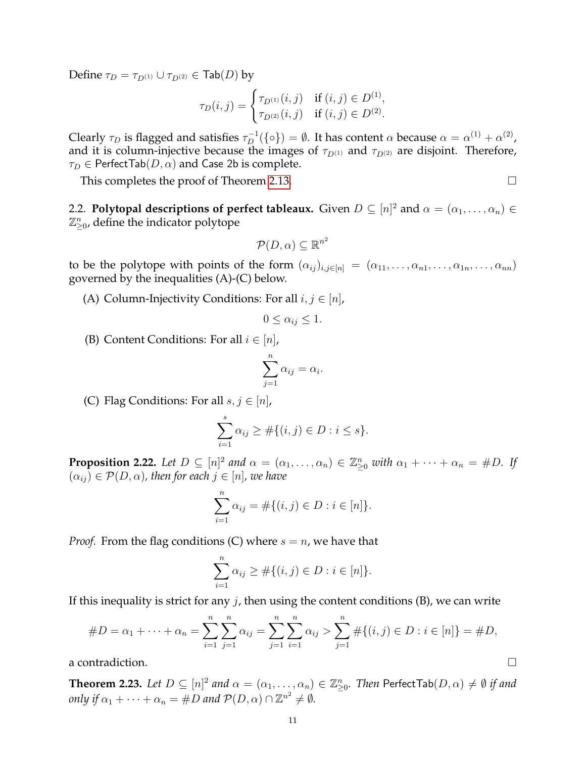Define $\tau_D = \tau_{D^{(1)}} \cup \tau_{D^{(2)}} \in \mathsf{Tab}(D)$ by

$$\tau_D(i,j) = \begin{cases} \tau_{D^{(1)}}(i,j) & \text{if } (i,j) \in D^{(1)}, \\ \tau_{D^{(2)}}(i,j) & \text{if } (i,j) \in D^{(2)}. \end{cases}$$

Clearly $\tau_D$ is flagged and satisfies $\tau_D^{-1}(\{\circ\}) = \emptyset$. It has content $\alpha$ because $\alpha = \alpha^{(1)} + \alpha^{(2)}$, and it is column-injective because the images of $\tau_{D^{(1)}}$ and $\tau_{D^{(2)}}$ are disjoint. Therefore, $\tau_D \in \mathsf{PerfectTab}(D,\alpha)$ and Case 2b is complete.

This completes the proof of Theorem 2.13. $\square$

2.2. **Polytopal descriptions of perfect tableaux.** Given $D \subseteq [n]^2$ and $\alpha = (\alpha_1, \ldots, \alpha_n) \in \mathbb{Z}^n_{\geq 0}$, define the indicator polytope

$$\mathcal{P}(D,\alpha) \subseteq \mathbb{R}^{n^2}$$

to be the polytope with points of the form $(\alpha_{ij})_{i,j\in[n]} = (\alpha_{11}, \ldots, \alpha_{n1}, \ldots, \alpha_{1n}, \ldots, \alpha_{nn})$ governed by the inequalities (A)-(C) below.

(A) Column-Injectivity Conditions: For all $i, j \in [n]$,

$$0 \leq \alpha_{ij} \leq 1.$$

(B) Content Conditions: For all $i \in [n]$,

$$\sum_{j=1}^{n} \alpha_{ij} = \alpha_i.$$

(C) Flag Conditions: For all $s, j \in [n]$,

$$\sum_{i=1}^{s} \alpha_{ij} \geq \#\{(i,j) \in D : i \leq s\}.$$

**Proposition 2.22.** *Let $D \subseteq [n]^2$ and $\alpha = (\alpha_1, \ldots, \alpha_n) \in \mathbb{Z}^n_{\geq 0}$ with $\alpha_1 + \cdots + \alpha_n = \#D$. If $(\alpha_{ij}) \in \mathcal{P}(D,\alpha)$, then for each $j \in [n]$, we have*

$$\sum_{i=1}^{n} \alpha_{ij} = \#\{(i,j) \in D : i \in [n]\}.$$

*Proof.* From the flag conditions (C) where $s = n$, we have that

$$\sum_{i=1}^{n} \alpha_{ij} \geq \#\{(i,j) \in D : i \in [n]\}.$$

If this inequality is strict for any $j$, then using the content conditions (B), we can write

$$\#D = \alpha_1 + \cdots + \alpha_n = \sum_{i=1}^{n}\sum_{j=1}^{n} \alpha_{ij} = \sum_{j=1}^{n}\sum_{i=1}^{n} \alpha_{ij} > \sum_{j=1}^{n} \#\{(i,j) \in D : i \in [n]\} = \#D,$$

a contradiction. $\square$

**Theorem 2.23.** *Let $D \subseteq [n]^2$ and $\alpha = (\alpha_1, \ldots, \alpha_n) \in \mathbb{Z}^n_{\geq 0}$. Then $\mathsf{PerfectTab}(D,\alpha) \neq \emptyset$ if and only if $\alpha_1 + \cdots + \alpha_n = \#D$ and $\mathcal{P}(D,\alpha) \cap \mathbb{Z}^{n^2} \neq \emptyset$.*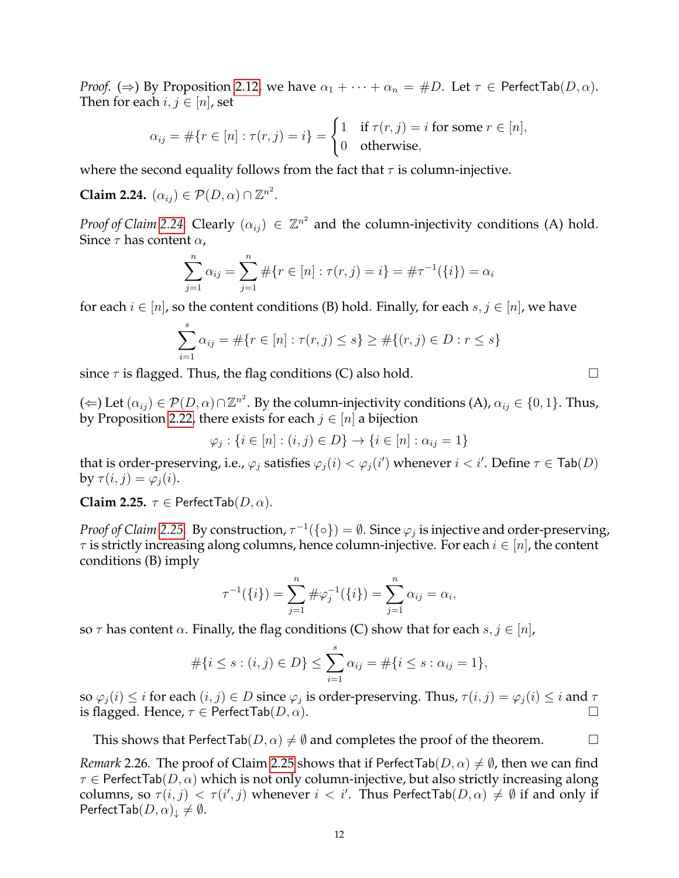*Proof.* (⇒) By Proposition 2.12, we have $\alpha_1 + \cdots + \alpha_n = \#D$. Let $\tau \in \mathsf{PerfectTab}(D, \alpha)$. Then for each $i, j \in [n]$, set

$$\alpha_{ij} = \#\{r \in [n] : \tau(r,j) = i\} = \begin{cases} 1 & \text{if } \tau(r,j) = i \text{ for some } r \in [n], \\ 0 & \text{otherwise,} \end{cases}$$

where the second equality follows from the fact that $\tau$ is column-injective.

**Claim 2.24.** $(\alpha_{ij}) \in \mathcal{P}(D, \alpha) \cap \mathbb{Z}^{n^2}$.

*Proof of Claim 2.24.* Clearly $(\alpha_{ij}) \in \mathbb{Z}^{n^2}$ and the column-injectivity conditions (A) hold. Since $\tau$ has content $\alpha$,

$$\sum_{j=1}^{n} \alpha_{ij} = \sum_{j=1}^{n} \#\{r \in [n] : \tau(r,j) = i\} = \#\tau^{-1}(\{i\}) = \alpha_i$$

for each $i \in [n]$, so the content conditions (B) hold. Finally, for each $s, j \in [n]$, we have

$$\sum_{i=1}^{s} \alpha_{ij} = \#\{r \in [n] : \tau(r,j) \leq s\} \geq \#\{(r,j) \in D : r \leq s\}$$

since $\tau$ is flagged. Thus, the flag conditions (C) also hold. $\square$

(⇐) Let $(\alpha_{ij}) \in \mathcal{P}(D, \alpha) \cap \mathbb{Z}^{n^2}$. By the column-injectivity conditions (A), $\alpha_{ij} \in \{0, 1\}$. Thus, by Proposition 2.22, there exists for each $j \in [n]$ a bijection

$$\varphi_j : \{i \in [n] : (i,j) \in D\} \to \{i \in [n] : \alpha_{ij} = 1\}$$

that is order-preserving, i.e., $\varphi_j$ satisfies $\varphi_j(i) < \varphi_j(i')$ whenever $i < i'$. Define $\tau \in \mathsf{Tab}(D)$ by $\tau(i,j) = \varphi_j(i)$.

**Claim 2.25.** $\tau \in \mathsf{PerfectTab}(D, \alpha)$.

*Proof of Claim 2.25.* By construction, $\tau^{-1}(\{\circ\}) = \emptyset$. Since $\varphi_j$ is injective and order-preserving, $\tau$ is strictly increasing along columns, hence column-injective. For each $i \in [n]$, the content conditions (B) imply

$$\tau^{-1}(\{i\}) = \sum_{j=1}^{n} \#\varphi_j^{-1}(\{i\}) = \sum_{j=1}^{n} \alpha_{ij} = \alpha_i,$$

so $\tau$ has content $\alpha$. Finally, the flag conditions (C) show that for each $s, j \in [n]$,

$$\#\{i \leq s : (i,j) \in D\} \leq \sum_{i=1}^{s} \alpha_{ij} = \#\{i \leq s : \alpha_{ij} = 1\},$$

so $\varphi_j(i) \leq i$ for each $(i,j) \in D$ since $\varphi_j$ is order-preserving. Thus, $\tau(i,j) = \varphi_j(i) \leq i$ and $\tau$ is flagged. Hence, $\tau \in \mathsf{PerfectTab}(D, \alpha)$. $\square$

This shows that $\mathsf{PerfectTab}(D, \alpha) \neq \emptyset$ and completes the proof of the theorem. $\square$

*Remark* 2.26. The proof of Claim 2.25 shows that if $\mathsf{PerfectTab}(D, \alpha) \neq \emptyset$, then we can find $\tau \in \mathsf{PerfectTab}(D, \alpha)$ which is not only column-injective, but also strictly increasing along columns, so $\tau(i,j) < \tau(i',j)$ whenever $i < i'$. Thus $\mathsf{PerfectTab}(D, \alpha) \neq \emptyset$ if and only if $\mathsf{PerfectTab}(D, \alpha)_{\downarrow} \neq \emptyset$.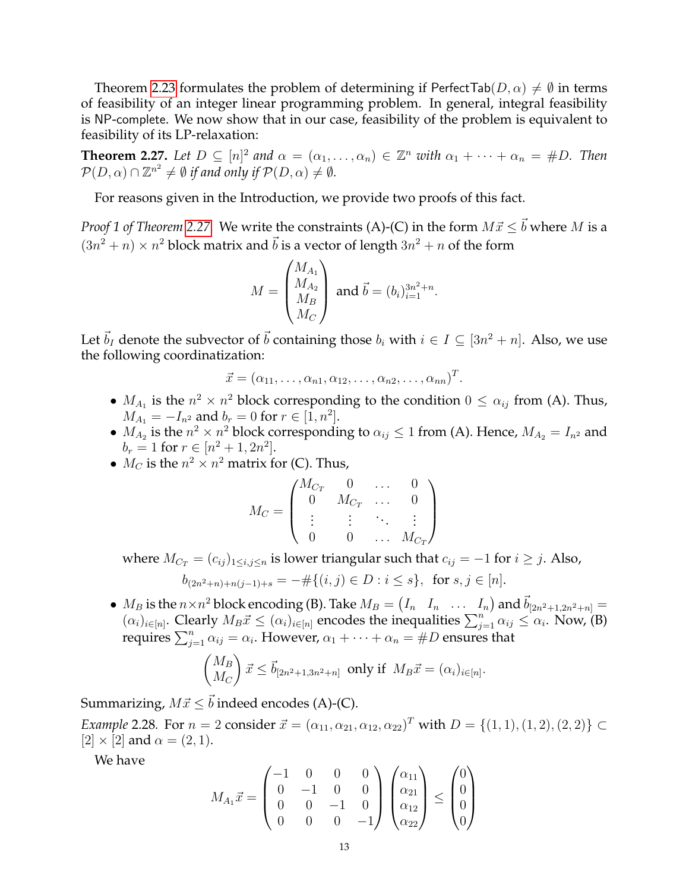Theorem 2.23 formulates the problem of determining if $\mathsf{PerfectTab}(D, \alpha) \neq \emptyset$ in terms of feasibility of an integer linear programming problem. In general, integral feasibility is NP-complete. We now show that in our case, feasibility of the problem is equivalent to feasibility of its LP-relaxation:

**Theorem 2.27.** *Let $D \subseteq [n]^2$ and $\alpha = (\alpha_1, \ldots, \alpha_n) \in \mathbb{Z}^n$ with $\alpha_1 + \cdots + \alpha_n = \#D$. Then $\mathcal{P}(D, \alpha) \cap \mathbb{Z}^{n^2} \neq \emptyset$ if and only if $\mathcal{P}(D, \alpha) \neq \emptyset$.*

For reasons given in the Introduction, we provide two proofs of this fact.

*Proof 1 of Theorem 2.27.* We write the constraints (A)-(C) in the form $M\vec{x} \leq \vec{b}$ where $M$ is a $(3n^2 + n) \times n^2$ block matrix and $\vec{b}$ is a vector of length $3n^2 + n$ of the form

$$M = \begin{pmatrix} M_{A_1} \\ M_{A_2} \\ M_B \\ M_C \end{pmatrix} \text{ and } \vec{b} = (b_i)_{i=1}^{3n^2+n}.$$

Let $\vec{b}_I$ denote the subvector of $\vec{b}$ containing those $b_i$ with $i \in I \subseteq [3n^2 + n]$. Also, we use the following coordinatization:

$$\vec{x} = (\alpha_{11}, \ldots, \alpha_{n1}, \alpha_{12}, \ldots, \alpha_{n2}, \ldots, \alpha_{nn})^T.$$

- $M_{A_1}$ is the $n^2 \times n^2$ block corresponding to the condition $0 \leq \alpha_{ij}$ from (A). Thus, $M_{A_1} = -I_{n^2}$ and $b_r = 0$ for $r \in [1, n^2]$.
- $M_{A_2}$ is the $n^2 \times n^2$ block corresponding to $\alpha_{ij} \leq 1$ from (A). Hence, $M_{A_2} = I_{n^2}$ and $b_r = 1$ for $r \in [n^2 + 1, 2n^2]$.
- $M_C$ is the $n^2 \times n^2$ matrix for (C). Thus,

$$M_C = \begin{pmatrix} M_{C_T} & 0 & \ldots & 0 \\ 0 & M_{C_T} & \ldots & 0 \\ \vdots & \vdots & \ddots & \vdots \\ 0 & 0 & \ldots & M_{C_T} \end{pmatrix}$$

  where $M_{C_T} = (c_{ij})_{1 \leq i,j \leq n}$ is lower triangular such that $c_{ij} = -1$ for $i \geq j$. Also,

$$b_{(2n^2+n)+n(j-1)+s} = -\#\{(i,j) \in D : i \leq s\}, \quad \text{for } s, j \in [n].$$

- $M_B$ is the $n \times n^2$ block encoding (B). Take $M_B = \begin{pmatrix} I_n & I_n & \ldots & I_n \end{pmatrix}$ and $\vec{b}_{[2n^2+1, 2n^2+n]} = (\alpha_i)_{i \in [n]}$. Clearly $M_B \vec{x} \leq (\alpha_i)_{i \in [n]}$ encodes the inequalities $\sum_{j=1}^n \alpha_{ij} \leq \alpha_i$. Now, (B) requires $\sum_{j=1}^n \alpha_{ij} = \alpha_i$. However, $\alpha_1 + \cdots + \alpha_n = \#D$ ensures that

$$\begin{pmatrix} M_B \\ M_C \end{pmatrix} \vec{x} \leq \vec{b}_{[2n^2+1, 3n^2+n]} \text{ only if } M_B \vec{x} = (\alpha_i)_{i \in [n]}.$$

Summarizing, $M\vec{x} \leq \vec{b}$ indeed encodes (A)-(C).

*Example* 2.28. For $n = 2$ consider $\vec{x} = (\alpha_{11}, \alpha_{21}, \alpha_{12}, \alpha_{22})^T$ with $D = \{(1,1), (1,2), (2,2)\} \subset [2] \times [2]$ and $\alpha = (2, 1)$.

We have

$$M_{A_1}\vec{x} = \begin{pmatrix} -1 & 0 & 0 & 0 \\ 0 & -1 & 0 & 0 \\ 0 & 0 & -1 & 0 \\ 0 & 0 & 0 & -1 \end{pmatrix} \begin{pmatrix} \alpha_{11} \\ \alpha_{21} \\ \alpha_{12} \\ \alpha_{22} \end{pmatrix} \leq \begin{pmatrix} 0 \\ 0 \\ 0 \\ 0 \end{pmatrix}$$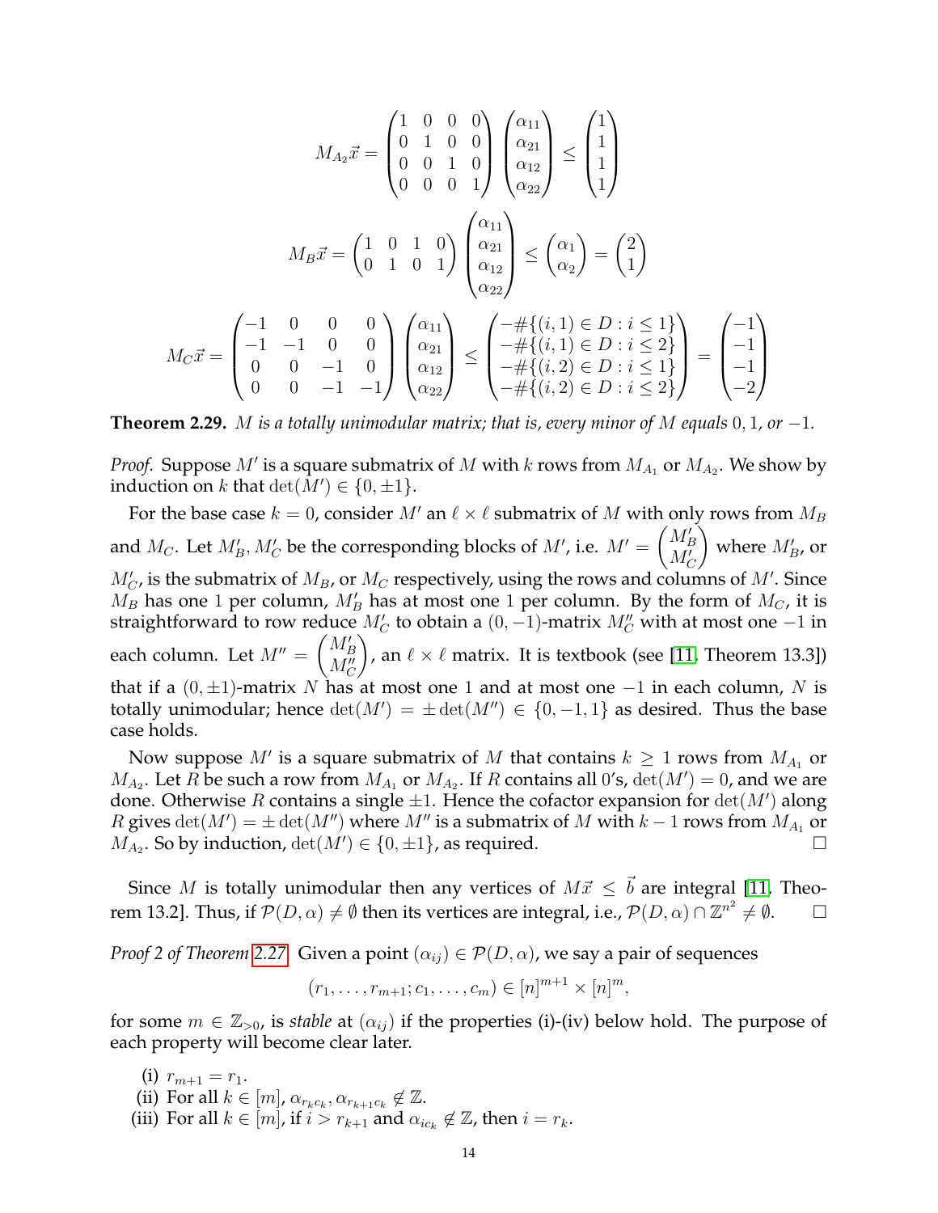$$M_{A_2}\vec{x} = \begin{pmatrix} 1 & 0 & 0 & 0 \\ 0 & 1 & 0 & 0 \\ 0 & 0 & 1 & 0 \\ 0 & 0 & 0 & 1 \end{pmatrix} \begin{pmatrix} \alpha_{11} \\ \alpha_{21} \\ \alpha_{12} \\ \alpha_{22} \end{pmatrix} \leq \begin{pmatrix} 1 \\ 1 \\ 1 \\ 1 \end{pmatrix}$$

$$M_B\vec{x} = \begin{pmatrix} 1 & 0 & 1 & 0 \\ 0 & 1 & 0 & 1 \end{pmatrix} \begin{pmatrix} \alpha_{11} \\ \alpha_{21} \\ \alpha_{12} \\ \alpha_{22} \end{pmatrix} \leq \begin{pmatrix} \alpha_1 \\ \alpha_2 \end{pmatrix} = \begin{pmatrix} 2 \\ 1 \end{pmatrix}$$

$$M_C\vec{x} = \begin{pmatrix} -1 & 0 & 0 & 0 \\ -1 & -1 & 0 & 0 \\ 0 & 0 & -1 & 0 \\ 0 & 0 & -1 & -1 \end{pmatrix} \begin{pmatrix} \alpha_{11} \\ \alpha_{21} \\ \alpha_{12} \\ \alpha_{22} \end{pmatrix} \leq \begin{pmatrix} -\#\{(i,1) \in D : i \leq 1\} \\ -\#\{(i,1) \in D : i \leq 2\} \\ -\#\{(i,2) \in D : i \leq 1\} \\ -\#\{(i,2) \in D : i \leq 2\} \end{pmatrix} = \begin{pmatrix} -1 \\ -1 \\ -1 \\ -2 \end{pmatrix}$$

**Theorem 2.29.** *$M$ is a totally unimodular matrix; that is, every minor of $M$ equals $0, 1$, or $-1$.*

*Proof.* Suppose $M'$ is a square submatrix of $M$ with $k$ rows from $M_{A_1}$ or $M_{A_2}$. We show by induction on $k$ that $\det(M') \in \{0, \pm 1\}$.

For the base case $k = 0$, consider $M'$ an $\ell \times \ell$ submatrix of $M$ with only rows from $M_B$ and $M_C$. Let $M'_B, M'_C$ be the corresponding blocks of $M'$, i.e. $M' = \begin{pmatrix} M'_B \\ M'_C \end{pmatrix}$ where $M'_B$, or $M'_C$, is the submatrix of $M_B$, or $M_C$ respectively, using the rows and columns of $M'$. Since $M_B$ has one 1 per column, $M'_B$ has at most one 1 per column. By the form of $M_C$, it is straightforward to row reduce $M'_C$ to obtain a $(0, -1)$-matrix $M''_C$ with at most one $-1$ in each column. Let $M'' = \begin{pmatrix} M'_B \\ M''_C \end{pmatrix}$, an $\ell \times \ell$ matrix. It is textbook (see [11, Theorem 13.3]) that if a $(0, \pm 1)$-matrix $N$ has at most one 1 and at most one $-1$ in each column, $N$ is totally unimodular; hence $\det(M') = \pm \det(M'') \in \{0, -1, 1\}$ as desired. Thus the base case holds.

Now suppose $M'$ is a square submatrix of $M$ that contains $k \geq 1$ rows from $M_{A_1}$ or $M_{A_2}$. Let $R$ be such a row from $M_{A_1}$ or $M_{A_2}$. If $R$ contains all 0's, $\det(M') = 0$, and we are done. Otherwise $R$ contains a single $\pm 1$. Hence the cofactor expansion for $\det(M')$ along $R$ gives $\det(M') = \pm \det(M'')$ where $M''$ is a submatrix of $M$ with $k - 1$ rows from $M_{A_1}$ or $M_{A_2}$. So by induction, $\det(M') \in \{0, \pm 1\}$, as required. □

Since $M$ is totally unimodular then any vertices of $M\vec{x} \leq \vec{b}$ are integral [11, Theorem 13.2]. Thus, if $\mathcal{P}(D, \alpha) \neq \emptyset$ then its vertices are integral, i.e., $\mathcal{P}(D, \alpha) \cap \mathbb{Z}^{n^2} \neq \emptyset$. □

*Proof 2 of Theorem 2.27.* Given a point $(\alpha_{ij}) \in \mathcal{P}(D, \alpha)$, we say a pair of sequences

$$(r_1, \ldots, r_{m+1}; c_1, \ldots, c_m) \in [n]^{m+1} \times [n]^m,$$

for some $m \in \mathbb{Z}_{>0}$, is *stable* at $(\alpha_{ij})$ if the properties (i)-(iv) below hold. The purpose of each property will become clear later.

(i) $r_{m+1} = r_1$.
(ii) For all $k \in [m]$, $\alpha_{r_k c_k}, \alpha_{r_{k+1} c_k} \notin \mathbb{Z}$.
(iii) For all $k \in [m]$, if $i > r_{k+1}$ and $\alpha_{i c_k} \notin \mathbb{Z}$, then $i = r_k$.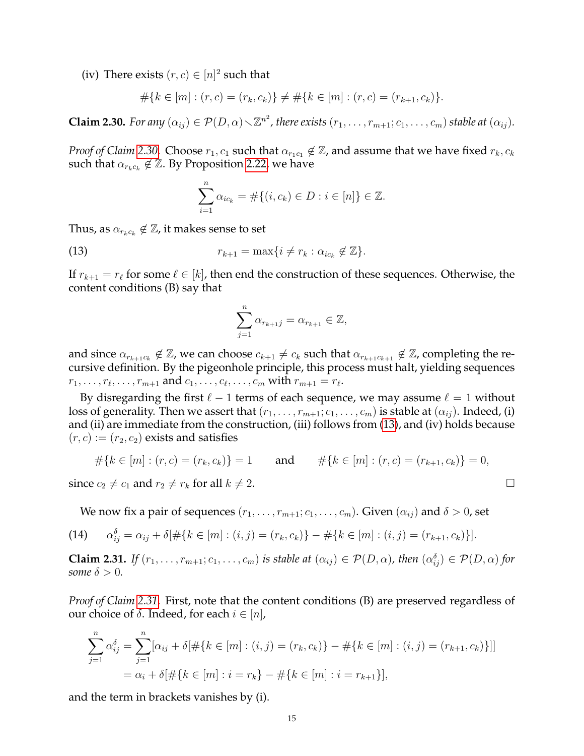(iv) There exists $(r, c) \in [n]^2$ such that

$$\#\{k \in [m] : (r, c) = (r_k, c_k)\} \neq \#\{k \in [m] : (r, c) = (r_{k+1}, c_k)\}.$$

**Claim 2.30.** *For any $(\alpha_{ij}) \in \mathcal{P}(D, \alpha) \smallsetminus \mathbb{Z}^{n^2}$, there exists $(r_1, \ldots, r_{m+1}; c_1, \ldots, c_m)$ stable at $(\alpha_{ij})$.*

*Proof of Claim 2.30.* Choose $r_1, c_1$ such that $\alpha_{r_1 c_1} \notin \mathbb{Z}$, and assume that we have fixed $r_k, c_k$ such that $\alpha_{r_k c_k} \notin \mathbb{Z}$. By Proposition 2.22, we have

$$\sum_{i=1}^{n} \alpha_{i c_k} = \#\{(i, c_k) \in D : i \in [n]\} \in \mathbb{Z}.$$

Thus, as $\alpha_{r_k c_k} \notin \mathbb{Z}$, it makes sense to set

$$r_{k+1} = \max\{i \neq r_k : \alpha_{i c_k} \notin \mathbb{Z}\}. \tag{13}$$

If $r_{k+1} = r_\ell$ for some $\ell \in [k]$, then end the construction of these sequences. Otherwise, the content conditions (B) say that

$$\sum_{j=1}^{n} \alpha_{r_{k+1} j} = \alpha_{r_{k+1}} \in \mathbb{Z},$$

and since $\alpha_{r_{k+1} c_k} \notin \mathbb{Z}$, we can choose $c_{k+1} \neq c_k$ such that $\alpha_{r_{k+1} c_{k+1}} \notin \mathbb{Z}$, completing the recursive definition. By the pigeonhole principle, this process must halt, yielding sequences $r_1, \ldots, r_\ell, \ldots, r_{m+1}$ and $c_1, \ldots, c_\ell, \ldots, c_m$ with $r_{m+1} = r_\ell$.

By disregarding the first $\ell - 1$ terms of each sequence, we may assume $\ell = 1$ without loss of generality. Then we assert that $(r_1, \ldots, r_{m+1}; c_1, \ldots, c_m)$ is stable at $(\alpha_{ij})$. Indeed, (i) and (ii) are immediate from the construction, (iii) follows from (13), and (iv) holds because $(r, c) := (r_2, c_2)$ exists and satisfies

$$\#\{k \in [m] : (r, c) = (r_k, c_k)\} = 1 \qquad \text{and} \qquad \#\{k \in [m] : (r, c) = (r_{k+1}, c_k)\} = 0,$$

since $c_2 \neq c_1$ and $r_2 \neq r_k$ for all $k \neq 2$. ◻

We now fix a pair of sequences $(r_1, \ldots, r_{m+1}; c_1, \ldots, c_m)$. Given $(\alpha_{ij})$ and $\delta > 0$, set

$$\alpha_{ij}^{\delta} = \alpha_{ij} + \delta[\#\{k \in [m] : (i, j) = (r_k, c_k)\} - \#\{k \in [m] : (i, j) = (r_{k+1}, c_k)\}]. \tag{14}$$

**Claim 2.31.** *If $(r_1, \ldots, r_{m+1}; c_1, \ldots, c_m)$ is stable at $(\alpha_{ij}) \in \mathcal{P}(D, \alpha)$, then $(\alpha_{ij}^{\delta}) \in \mathcal{P}(D, \alpha)$ for some $\delta > 0$.*

*Proof of Claim 2.31.* First, note that the content conditions (B) are preserved regardless of our choice of $\delta$. Indeed, for each $i \in [n]$,

$$\begin{aligned}
\sum_{j=1}^{n} \alpha_{ij}^{\delta} &= \sum_{j=1}^{n} [\alpha_{ij} + \delta[\#\{k \in [m] : (i, j) = (r_k, c_k)\} - \#\{k \in [m] : (i, j) = (r_{k+1}, c_k)\}]] \\
&= \alpha_i + \delta[\#\{k \in [m] : i = r_k\} - \#\{k \in [m] : i = r_{k+1}\}],
\end{aligned}$$

and the term in brackets vanishes by (i).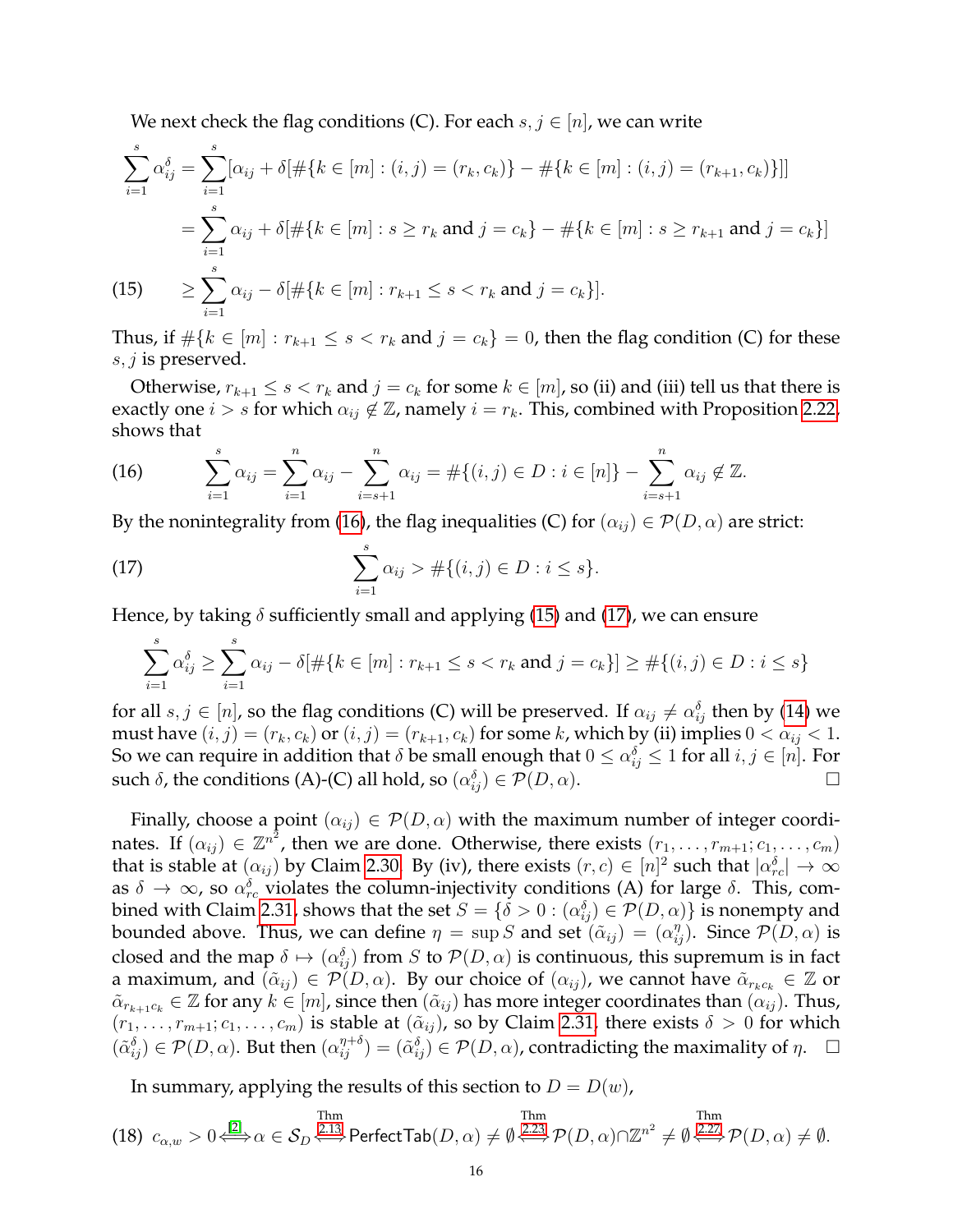We next check the flag conditions (C). For each $s, j \in [n]$, we can write

$$
\begin{aligned}
\sum_{i=1}^{s} \alpha_{ij}^{\delta} &= \sum_{i=1}^{s} [\alpha_{ij} + \delta[\#\{k \in [m] : (i,j) = (r_k, c_k)\} - \#\{k \in [m] : (i,j) = (r_{k+1}, c_k)\}]] \\
&= \sum_{i=1}^{s} \alpha_{ij} + \delta[\#\{k \in [m] : s \geq r_k \text{ and } j = c_k\} - \#\{k \in [m] : s \geq r_{k+1} \text{ and } j = c_k\}] \\
&\geq \sum_{i=1}^{s} \alpha_{ij} - \delta[\#\{k \in [m] : r_{k+1} \leq s < r_k \text{ and } j = c_k\}]. \qquad (15)
\end{aligned}
$$

Thus, if $\#\{k \in [m] : r_{k+1} \leq s < r_k \text{ and } j = c_k\} = 0$, then the flag condition (C) for these $s, j$ is preserved.

Otherwise, $r_{k+1} \leq s < r_k$ and $j = c_k$ for some $k \in [m]$, so (ii) and (iii) tell us that there is exactly one $i > s$ for which $\alpha_{ij} \notin \mathbb{Z}$, namely $i = r_k$. This, combined with Proposition 2.22, shows that

$$
\sum_{i=1}^{s} \alpha_{ij} = \sum_{i=1}^{n} \alpha_{ij} - \sum_{i=s+1}^{n} \alpha_{ij} = \#\{(i,j) \in D : i \in [n]\} - \sum_{i=s+1}^{n} \alpha_{ij} \notin \mathbb{Z}. \qquad (16)
$$

By the nonintegrality from (16), the flag inequalities (C) for $(\alpha_{ij}) \in \mathcal{P}(D, \alpha)$ are strict:

$$
\sum_{i=1}^{s} \alpha_{ij} > \#\{(i,j) \in D : i \leq s\}. \qquad (17)
$$

Hence, by taking $\delta$ sufficiently small and applying (15) and (17), we can ensure

$$
\sum_{i=1}^{s} \alpha_{ij}^{\delta} \geq \sum_{i=1}^{s} \alpha_{ij} - \delta[\#\{k \in [m] : r_{k+1} \leq s < r_k \text{ and } j = c_k\}] \geq \#\{(i,j) \in D : i \leq s\}
$$

for all $s, j \in [n]$, so the flag conditions (C) will be preserved. If $\alpha_{ij} \neq \alpha_{ij}^{\delta}$ then by (14) we must have $(i,j) = (r_k, c_k)$ or $(i,j) = (r_{k+1}, c_k)$ for some $k$, which by (ii) implies $0 < \alpha_{ij} < 1$. So we can require in addition that $\delta$ be small enough that $0 \leq \alpha_{ij}^{\delta} \leq 1$ for all $i, j \in [n]$. For such $\delta$, the conditions (A)-(C) all hold, so $(\alpha_{ij}^{\delta}) \in \mathcal{P}(D, \alpha)$. $\square$

Finally, choose a point $(\alpha_{ij}) \in \mathcal{P}(D, \alpha)$ with the maximum number of integer coordinates. If $(\alpha_{ij}) \in \mathbb{Z}^{n^2}$, then we are done. Otherwise, there exists $(r_1, \ldots, r_{m+1}; c_1, \ldots, c_m)$ that is stable at $(\alpha_{ij})$ by Claim 2.30. By (iv), there exists $(r, c) \in [n]^2$ such that $|\alpha_{rc}^{\delta}| \to \infty$ as $\delta \to \infty$, so $\alpha_{rc}^{\delta}$ violates the column-injectivity conditions (A) for large $\delta$. This, combined with Claim 2.31, shows that the set $S = \{\delta > 0 : (\alpha_{ij}^{\delta}) \in \mathcal{P}(D, \alpha)\}$ is nonempty and bounded above. Thus, we can define $\eta = \sup S$ and set $(\tilde{\alpha}_{ij}) = (\alpha_{ij}^{\eta})$. Since $\mathcal{P}(D, \alpha)$ is closed and the map $\delta \mapsto (\alpha_{ij}^{\delta})$ from $S$ to $\mathcal{P}(D, \alpha)$ is continuous, this supremum is in fact a maximum, and $(\tilde{\alpha}_{ij}) \in \mathcal{P}(D, \alpha)$. By our choice of $(\alpha_{ij})$, we cannot have $\tilde{\alpha}_{r_k c_k} \in \mathbb{Z}$ or $\tilde{\alpha}_{r_{k+1} c_k} \in \mathbb{Z}$ for any $k \in [m]$, since then $(\tilde{\alpha}_{ij})$ has more integer coordinates than $(\alpha_{ij})$. Thus, $(r_1, \ldots, r_{m+1}; c_1, \ldots, c_m)$ is stable at $(\tilde{\alpha}_{ij})$, so by Claim 2.31, there exists $\delta > 0$ for which $(\tilde{\alpha}_{ij}^{\delta}) \in \mathcal{P}(D, \alpha)$. But then $(\alpha_{ij}^{\eta+\delta}) = (\tilde{\alpha}_{ij}^{\delta}) \in \mathcal{P}(D, \alpha)$, contradicting the maximality of $\eta$. $\square$

In summary, applying the results of this section to $D = D(w)$,

$$
c_{\alpha,w} > 0 \overset{[2]}{\iff} \alpha \in \mathcal{S}_D \overset{\text{Thm 2.13}}{\iff} \mathsf{PerfectTab}(D, \alpha) \neq \emptyset \overset{\text{Thm 2.23}}{\iff} \mathcal{P}(D, \alpha) \cap \mathbb{Z}^{n^2} \neq \emptyset \overset{\text{Thm 2.27}}{\iff} \mathcal{P}(D, \alpha) \neq \emptyset. \qquad (18)
$$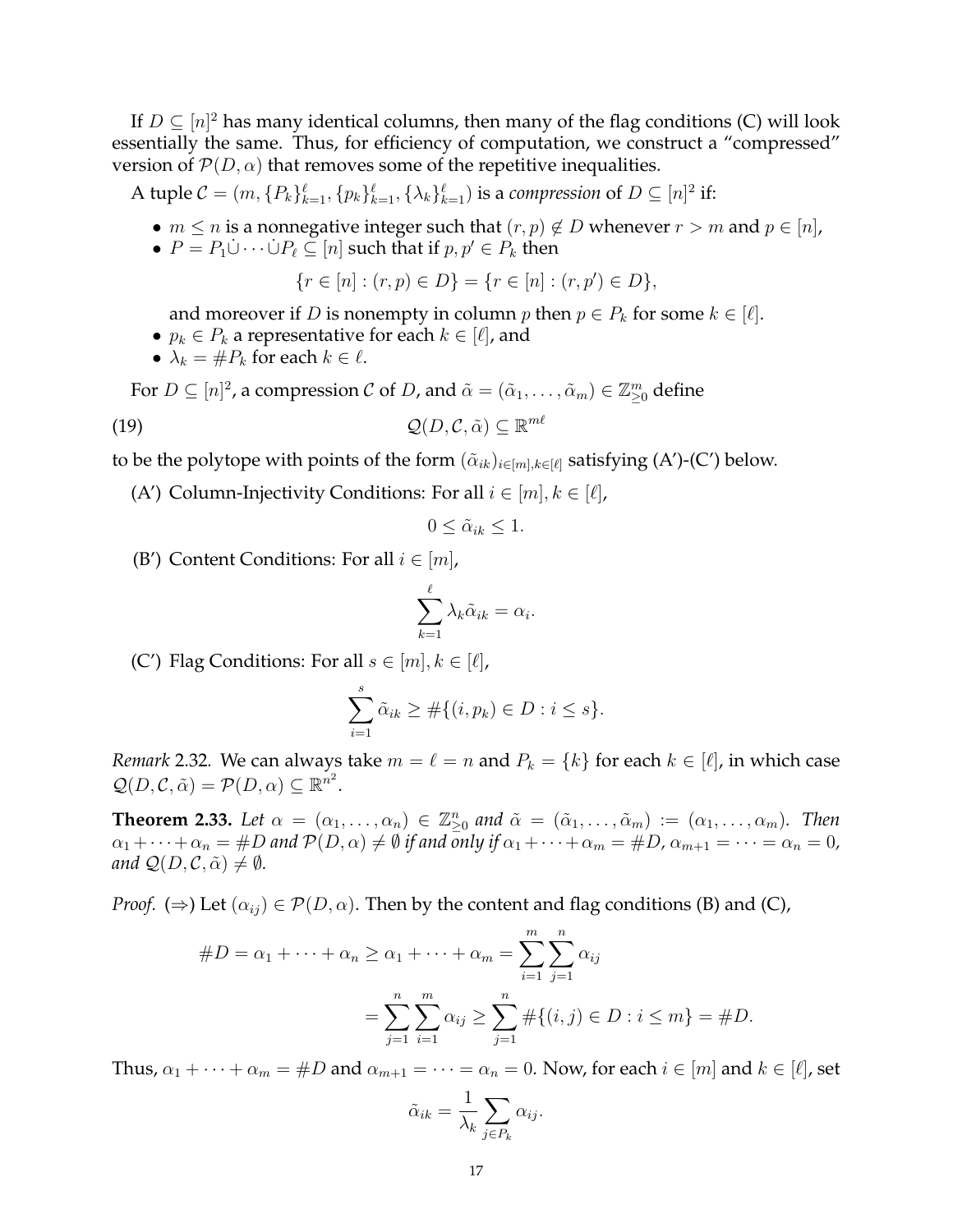If $D \subseteq [n]^2$ has many identical columns, then many of the flag conditions (C) will look essentially the same. Thus, for efficiency of computation, we construct a "compressed" version of $\mathcal{P}(D, \alpha)$ that removes some of the repetitive inequalities.

A tuple $\mathcal{C} = (m, \{P_k\}_{k=1}^{\ell}, \{p_k\}_{k=1}^{\ell}, \{\lambda_k\}_{k=1}^{\ell})$ is a *compression* of $D \subseteq [n]^2$ if:

- $m \leq n$ is a nonnegative integer such that $(r, p) \notin D$ whenever $r > m$ and $p \in [n]$,
- $P = P_1 \dot\cup \cdots \dot\cup P_\ell \subseteq [n]$ such that if $p, p' \in P_k$ then
$$\{r \in [n] : (r, p) \in D\} = \{r \in [n] : (r, p') \in D\},$$
and moreover if $D$ is nonempty in column $p$ then $p \in P_k$ for some $k \in [\ell]$.
- $p_k \in P_k$ a representative for each $k \in [\ell]$, and
- $\lambda_k = \#P_k$ for each $k \in \ell$.

For $D \subseteq [n]^2$, a compression $\mathcal{C}$ of $D$, and $\tilde{\alpha} = (\tilde{\alpha}_1, \ldots, \tilde{\alpha}_m) \in \mathbb{Z}_{\geq 0}^m$ define

$$\mathcal{Q}(D, \mathcal{C}, \tilde{\alpha}) \subseteq \mathbb{R}^{m\ell} \tag{19}$$

to be the polytope with points of the form $(\tilde{\alpha}_{ik})_{i \in [m], k \in [\ell]}$ satisfying (A')-(C') below.

(A') Column-Injectivity Conditions: For all $i \in [m], k \in [\ell]$,
$$0 \leq \tilde{\alpha}_{ik} \leq 1.$$

(B') Content Conditions: For all $i \in [m]$,
$$\sum_{k=1}^{\ell} \lambda_k \tilde{\alpha}_{ik} = \alpha_i.$$

(C') Flag Conditions: For all $s \in [m], k \in [\ell]$,
$$\sum_{i=1}^{s} \tilde{\alpha}_{ik} \geq \#\{(i, p_k) \in D : i \leq s\}.$$

*Remark* 2.32. We can always take $m = \ell = n$ and $P_k = \{k\}$ for each $k \in [\ell]$, in which case $\mathcal{Q}(D, \mathcal{C}, \tilde{\alpha}) = \mathcal{P}(D, \alpha) \subseteq \mathbb{R}^{n^2}$.

**Theorem 2.33.** *Let $\alpha = (\alpha_1, \ldots, \alpha_n) \in \mathbb{Z}_{\geq 0}^n$ and $\tilde{\alpha} = (\tilde{\alpha}_1, \ldots, \tilde{\alpha}_m) := (\alpha_1, \ldots, \alpha_m)$. Then $\alpha_1 + \cdots + \alpha_n = \#D$ and $\mathcal{P}(D, \alpha) \neq \emptyset$ if and only if $\alpha_1 + \cdots + \alpha_m = \#D$, $\alpha_{m+1} = \cdots = \alpha_n = 0$, and $\mathcal{Q}(D, \mathcal{C}, \tilde{\alpha}) \neq \emptyset$.*

*Proof.* ($\Rightarrow$) Let $(\alpha_{ij}) \in \mathcal{P}(D, \alpha)$. Then by the content and flag conditions (B) and (C),

$$\begin{aligned}
\#D = \alpha_1 + \cdots + \alpha_n \geq \alpha_1 + \cdots + \alpha_m &= \sum_{i=1}^{m} \sum_{j=1}^{n} \alpha_{ij} \\
&= \sum_{j=1}^{n} \sum_{i=1}^{m} \alpha_{ij} \geq \sum_{j=1}^{n} \#\{(i, j) \in D : i \leq m\} = \#D.
\end{aligned}$$

Thus, $\alpha_1 + \cdots + \alpha_m = \#D$ and $\alpha_{m+1} = \cdots = \alpha_n = 0$. Now, for each $i \in [m]$ and $k \in [\ell]$, set

$$\tilde{\alpha}_{ik} = \frac{1}{\lambda_k} \sum_{j \in P_k} \alpha_{ij}.$$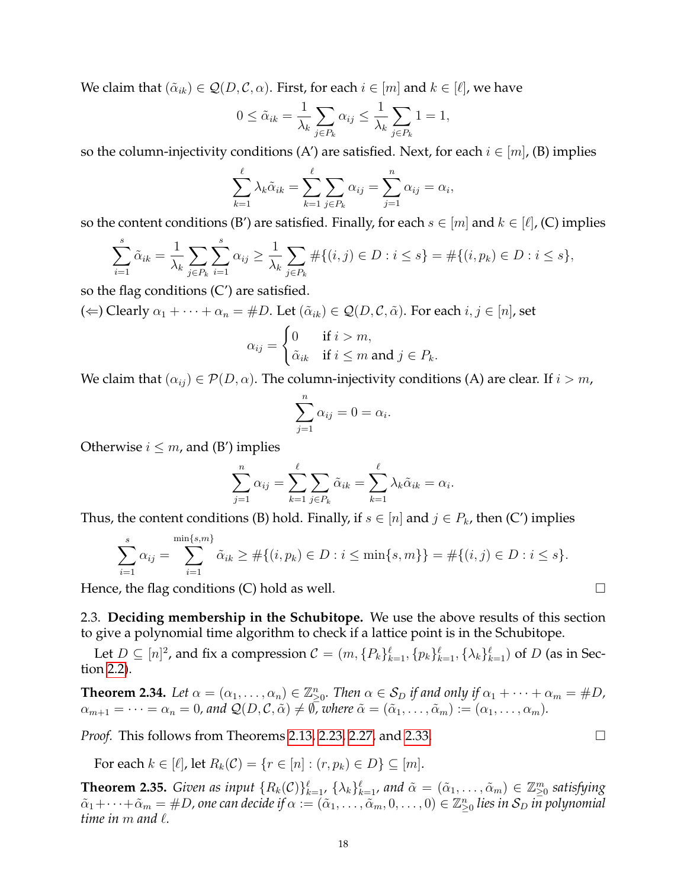We claim that $(\tilde{\alpha}_{ik}) \in \mathcal{Q}(D, \mathcal{C}, \alpha)$. First, for each $i \in [m]$ and $k \in [\ell]$, we have

$$0 \le \tilde{\alpha}_{ik} = \frac{1}{\lambda_k} \sum_{j \in P_k} \alpha_{ij} \le \frac{1}{\lambda_k} \sum_{j \in P_k} 1 = 1,$$

so the column-injectivity conditions (A′) are satisfied. Next, for each $i \in [m]$, (B) implies

$$\sum_{k=1}^{\ell} \lambda_k \tilde{\alpha}_{ik} = \sum_{k=1}^{\ell} \sum_{j \in P_k} \alpha_{ij} = \sum_{j=1}^{n} \alpha_{ij} = \alpha_i,$$

so the content conditions (B′) are satisfied. Finally, for each $s \in [m]$ and $k \in [\ell]$, (C) implies

$$\sum_{i=1}^{s} \tilde{\alpha}_{ik} = \frac{1}{\lambda_k} \sum_{j \in P_k} \sum_{i=1}^{s} \alpha_{ij} \ge \frac{1}{\lambda_k} \sum_{j \in P_k} \#\{(i,j) \in D : i \le s\} = \#\{(i, p_k) \in D : i \le s\},$$

so the flag conditions (C′) are satisfied.

($\Leftarrow$) Clearly $\alpha_1 + \cdots + \alpha_n = \#D$. Let $(\tilde{\alpha}_{ik}) \in \mathcal{Q}(D, \mathcal{C}, \tilde{\alpha})$. For each $i, j \in [n]$, set

$$\alpha_{ij} = \begin{cases} 0 & \text{if } i > m, \\ \tilde{\alpha}_{ik} & \text{if } i \le m \text{ and } j \in P_k. \end{cases}$$

We claim that $(\alpha_{ij}) \in \mathcal{P}(D, \alpha)$. The column-injectivity conditions (A) are clear. If $i > m$,

$$\sum_{j=1}^{n} \alpha_{ij} = 0 = \alpha_i.$$

Otherwise $i \le m$, and (B′) implies

$$\sum_{j=1}^{n} \alpha_{ij} = \sum_{k=1}^{\ell} \sum_{j \in P_k} \tilde{\alpha}_{ik} = \sum_{k=1}^{\ell} \lambda_k \tilde{\alpha}_{ik} = \alpha_i.$$

Thus, the content conditions (B) hold. Finally, if $s \in [n]$ and $j \in P_k$, then (C′) implies

$$\sum_{i=1}^{s} \alpha_{ij} = \sum_{i=1}^{\min\{s,m\}} \tilde{\alpha}_{ik} \ge \#\{(i, p_k) \in D : i \le \min\{s, m\}\} = \#\{(i,j) \in D : i \le s\}.$$

Hence, the flag conditions (C) hold as well. $\square$

2.3. **Deciding membership in the Schubitope.** We use the above results of this section to give a polynomial time algorithm to check if a lattice point is in the Schubitope.

Let $D \subseteq [n]^2$, and fix a compression $\mathcal{C} = (m, \{P_k\}_{k=1}^{\ell}, \{p_k\}_{k=1}^{\ell}, \{\lambda_k\}_{k=1}^{\ell})$ of $D$ (as in Section 2.2).

**Theorem 2.34.** *Let $\alpha = (\alpha_1, \ldots, \alpha_n) \in \mathbb{Z}_{\ge 0}^n$. Then $\alpha \in \mathcal{S}_D$ if and only if $\alpha_1 + \cdots + \alpha_m = \#D$, $\alpha_{m+1} = \cdots = \alpha_n = 0$, and $\mathcal{Q}(D, \mathcal{C}, \tilde{\alpha}) \ne \emptyset$, where $\tilde{\alpha} = (\tilde{\alpha}_1, \ldots, \tilde{\alpha}_m) := (\alpha_1, \ldots, \alpha_m)$.*

*Proof.* This follows from Theorems 2.13, 2.23, 2.27, and 2.33. $\square$

For each $k \in [\ell]$, let $R_k(\mathcal{C}) = \{r \in [n] : (r, p_k) \in D\} \subseteq [m]$.

**Theorem 2.35.** *Given as input $\{R_k(\mathcal{C})\}_{k=1}^{\ell}$, $\{\lambda_k\}_{k=1}^{\ell}$, and $\tilde{\alpha} = (\tilde{\alpha}_1, \ldots, \tilde{\alpha}_m) \in \mathbb{Z}_{\ge 0}^m$ satisfying $\tilde{\alpha}_1 + \cdots + \tilde{\alpha}_m = \#D$, one can decide if $\alpha := (\tilde{\alpha}_1, \ldots, \tilde{\alpha}_m, 0, \ldots, 0) \in \mathbb{Z}_{\ge 0}^n$ lies in $\mathcal{S}_D$ in polynomial time in $m$ and $\ell$.*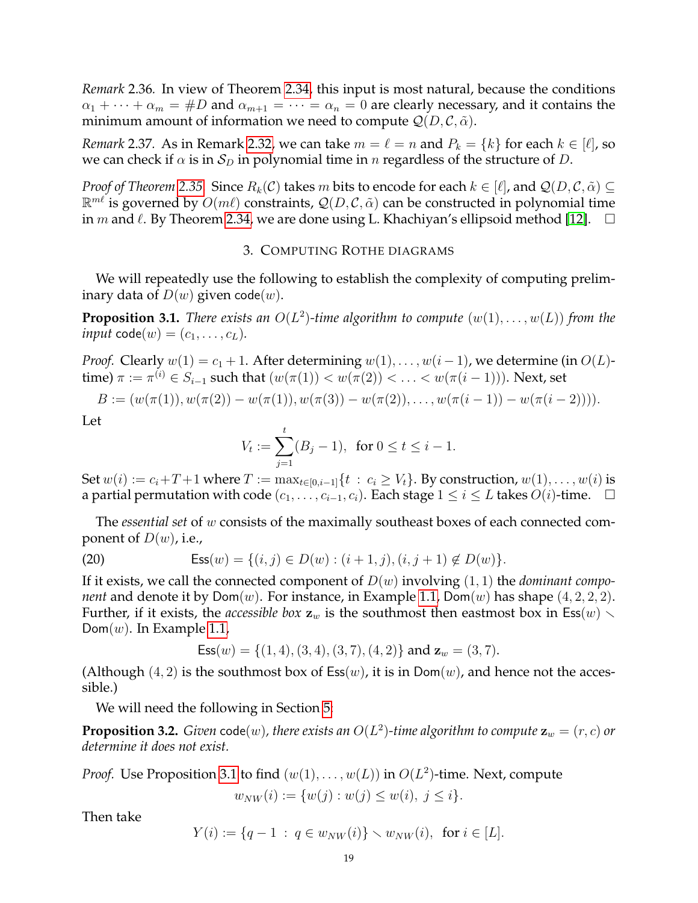*Remark* 2.36. In view of Theorem 2.34, this input is most natural, because the conditions $\alpha_1 + \cdots + \alpha_m = \#D$ and $\alpha_{m+1} = \cdots = \alpha_n = 0$ are clearly necessary, and it contains the minimum amount of information we need to compute $\mathcal{Q}(D, \mathcal{C}, \tilde{\alpha})$.

*Remark* 2.37. As in Remark 2.32, we can take $m = \ell = n$ and $P_k = \{k\}$ for each $k \in [\ell]$, so we can check if $\alpha$ is in $\mathcal{S}_D$ in polynomial time in $n$ regardless of the structure of $D$.

*Proof of Theorem 2.35.* Since $R_k(\mathcal{C})$ takes $m$ bits to encode for each $k \in [\ell]$, and $\mathcal{Q}(D, \mathcal{C}, \tilde{\alpha}) \subseteq \mathbb{R}^{m\ell}$ is governed by $O(m\ell)$ constraints, $\mathcal{Q}(D, \mathcal{C}, \tilde{\alpha})$ can be constructed in polynomial time in $m$ and $\ell$. By Theorem 2.34, we are done using L. Khachiyan's ellipsoid method [12]. $\square$

## 3. Computing Rothe diagrams

We will repeatedly use the following to establish the complexity of computing preliminary data of $D(w)$ given $\mathsf{code}(w)$.

**Proposition 3.1.** *There exists an $O(L^2)$-time algorithm to compute $(w(1), \ldots, w(L))$ from the input $\mathsf{code}(w) = (c_1, \ldots, c_L)$.*

*Proof.* Clearly $w(1) = c_1 + 1$. After determining $w(1), \ldots, w(i-1)$, we determine (in $O(L)$-time) $\pi := \pi^{(i)} \in S_{i-1}$ such that $(w(\pi(1)) < w(\pi(2)) < \ldots < w(\pi(i-1)))$. Next, set

$$B := (w(\pi(1)), w(\pi(2)) - w(\pi(1)), w(\pi(3)) - w(\pi(2)), \ldots, w(\pi(i-1)) - w(\pi(i-2)))).$$

Let

$$V_t := \sum_{j=1}^{t} (B_j - 1), \ \text{ for } 0 \leq t \leq i-1.$$

Set $w(i) := c_i + T + 1$ where $T := \max_{t \in [0, i-1]}\{t \ : \ c_i \geq V_t\}$. By construction, $w(1), \ldots, w(i)$ is a partial permutation with code $(c_1, \ldots, c_{i-1}, c_i)$. Each stage $1 \leq i \leq L$ takes $O(i)$-time. $\square$

The *essential set* of $w$ consists of the maximally southeast boxes of each connected component of $D(w)$, i.e.,

$$\mathsf{Ess}(w) = \{(i,j) \in D(w) : (i+1, j), (i, j+1) \notin D(w)\}. \tag{20}$$

If it exists, we call the connected component of $D(w)$ involving $(1,1)$ the *dominant component* and denote it by $\mathsf{Dom}(w)$. For instance, in Example 1.1, $\mathsf{Dom}(w)$ has shape $(4,2,2,2)$. Further, if it exists, the *accessible box* $\mathbf{z}_w$ is the southmost then eastmost box in $\mathsf{Ess}(w) \smallsetminus \mathsf{Dom}(w)$. In Example 1.1,

$$\mathsf{Ess}(w) = \{(1,4), (3,4), (3,7), (4,2)\} \text{ and } \mathbf{z}_w = (3,7).$$

(Although $(4,2)$ is the southmost box of $\mathsf{Ess}(w)$, it is in $\mathsf{Dom}(w)$, and hence not the accessible.)

We will need the following in Section 5:

**Proposition 3.2.** *Given $\mathsf{code}(w)$, there exists an $O(L^2)$-time algorithm to compute $\mathbf{z}_w = (r, c)$ or determine it does not exist.*

*Proof.* Use Proposition 3.1 to find $(w(1), \ldots, w(L))$ in $O(L^2)$-time. Next, compute

$$w_{NW}(i) := \{w(j) : w(j) \leq w(i), \ j \leq i\}.$$

Then take

$$Y(i) := \{q - 1 \ : \ q \in w_{NW}(i)\} \smallsetminus w_{NW}(i), \ \text{ for } i \in [L].$$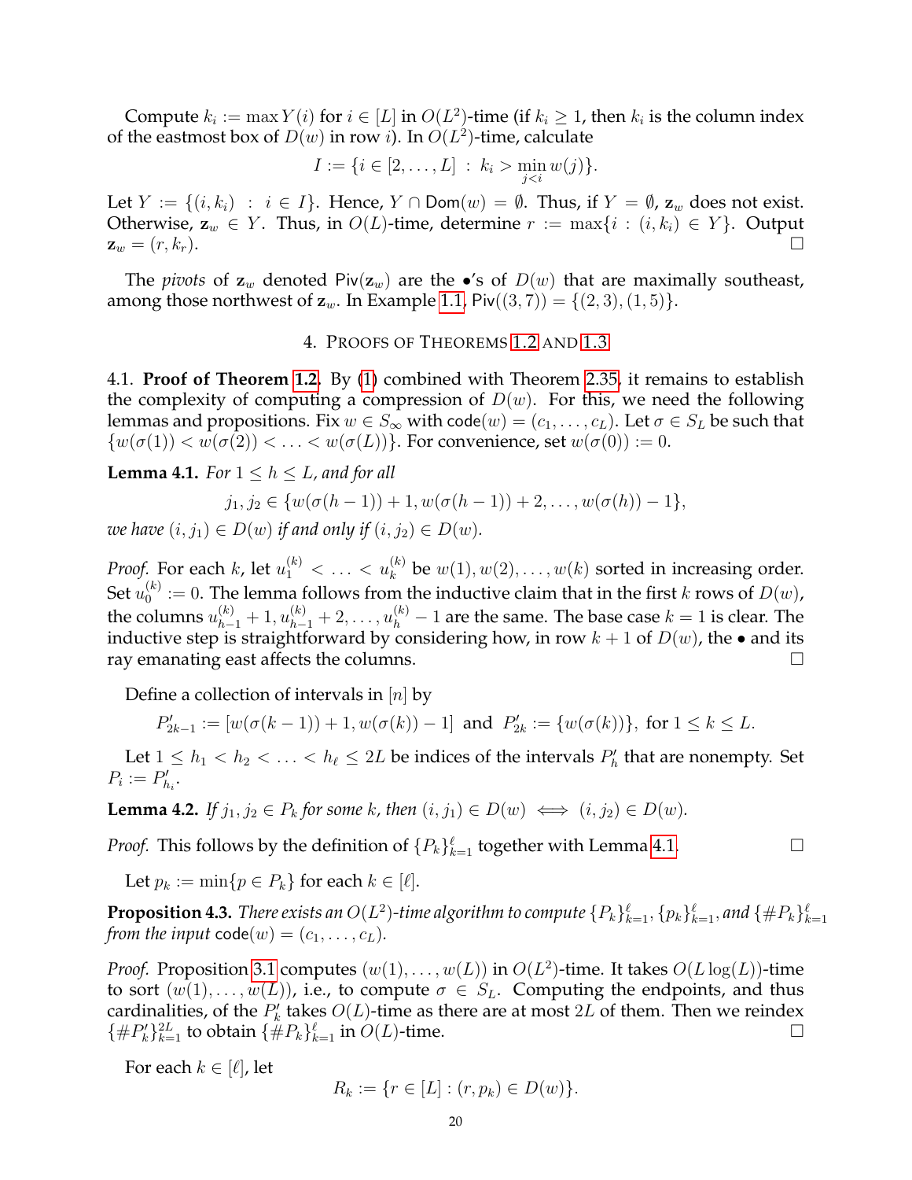Compute $k_i := \max Y(i)$ for $i \in [L]$ in $O(L^2)$-time (if $k_i \geq 1$, then $k_i$ is the column index of the eastmost box of $D(w)$ in row $i$). In $O(L^2)$-time, calculate

$$I := \{i \in [2, \ldots, L] \ : \ k_i > \min_{j<i} w(j)\}.$$

Let $Y := \{(i, k_i) \ : \ i \in I\}$. Hence, $Y \cap \mathsf{Dom}(w) = \emptyset$. Thus, if $Y = \emptyset$, $\mathbf{z}_w$ does not exist. Otherwise, $\mathbf{z}_w \in Y$. Thus, in $O(L)$-time, determine $r := \max\{i \ : \ (i, k_i) \in Y\}$. Output $\mathbf{z}_w = (r, k_r)$. □

The *pivots* of $\mathbf{z}_w$ denoted $\mathsf{Piv}(\mathbf{z}_w)$ are the $\bullet$'s of $D(w)$ that are maximally southeast, among those northwest of $\mathbf{z}_w$. In Example 1.1, $\mathsf{Piv}((3,7)) = \{(2,3), (1,5)\}$.

## 4. Proofs of Theorems 1.2 and 1.3

4.1. **Proof of Theorem 1.2.** By (1) combined with Theorem 2.35, it remains to establish the complexity of computing a compression of $D(w)$. For this, we need the following lemmas and propositions. Fix $w \in S_\infty$ with $\mathsf{code}(w) = (c_1, \ldots, c_L)$. Let $\sigma \in S_L$ be such that $\{w(\sigma(1)) < w(\sigma(2)) < \ldots < w(\sigma(L))\}$. For convenience, set $w(\sigma(0)) := 0$.

**Lemma 4.1.** *For $1 \leq h \leq L$, and for all*

$$j_1, j_2 \in \{w(\sigma(h-1)) + 1, w(\sigma(h-1)) + 2, \ldots, w(\sigma(h)) - 1\},$$

*we have $(i, j_1) \in D(w)$ if and only if $(i, j_2) \in D(w)$.*

*Proof.* For each $k$, let $u_1^{(k)} < \ldots < u_k^{(k)}$ be $w(1), w(2), \ldots, w(k)$ sorted in increasing order. Set $u_0^{(k)} := 0$. The lemma follows from the inductive claim that in the first $k$ rows of $D(w)$, the columns $u_{h-1}^{(k)} + 1, u_{h-1}^{(k)} + 2, \ldots, u_h^{(k)} - 1$ are the same. The base case $k = 1$ is clear. The inductive step is straightforward by considering how, in row $k+1$ of $D(w)$, the $\bullet$ and its ray emanating east affects the columns. □

Define a collection of intervals in $[n]$ by

$$P'_{2k-1} := [w(\sigma(k-1)) + 1, w(\sigma(k)) - 1] \text{ and } P'_{2k} := \{w(\sigma(k))\}, \text{ for } 1 \leq k \leq L.$$

Let $1 \leq h_1 < h_2 < \ldots < h_\ell \leq 2L$ be indices of the intervals $P'_h$ that are nonempty. Set $P_i := P'_{h_i}$.

**Lemma 4.2.** *If $j_1, j_2 \in P_k$ for some $k$, then $(i, j_1) \in D(w) \iff (i, j_2) \in D(w)$.*

*Proof.* This follows by the definition of $\{P_k\}_{k=1}^{\ell}$ together with Lemma 4.1. □

Let $p_k := \min\{p \in P_k\}$ for each $k \in [\ell]$.

**Proposition 4.3.** *There exists an $O(L^2)$-time algorithm to compute $\{P_k\}_{k=1}^{\ell}$, $\{p_k\}_{k=1}^{\ell}$, and $\{\#P_k\}_{k=1}^{\ell}$ from the input $\mathsf{code}(w) = (c_1, \ldots, c_L)$.*

*Proof.* Proposition 3.1 computes $(w(1), \ldots, w(L))$ in $O(L^2)$-time. It takes $O(L\log(L))$-time to sort $(w(1), \ldots, w(L))$, i.e., to compute $\sigma \in S_L$. Computing the endpoints, and thus cardinalities, of the $P'_k$ takes $O(L)$-time as there are at most $2L$ of them. Then we reindex $\{\#P'_k\}_{k=1}^{2L}$ to obtain $\{\#P_k\}_{k=1}^{\ell}$ in $O(L)$-time. □

For each $k \in [\ell]$, let

$$R_k := \{r \in [L] : (r, p_k) \in D(w)\}.$$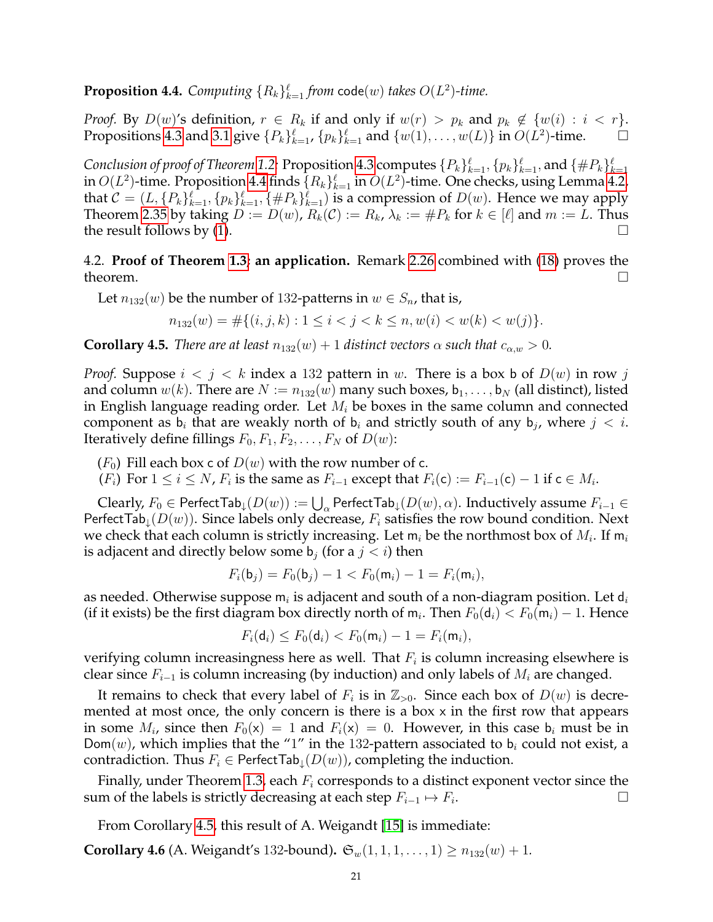**Proposition 4.4.** *Computing $\{R_k\}_{k=1}^{\ell}$ from* $\mathsf{code}(w)$ *takes $O(L^2)$-time.*

*Proof.* By $D(w)$'s definition, $r \in R_k$ if and only if $w(r) > p_k$ and $p_k \notin \{w(i) : i < r\}$. Propositions 4.3 and 3.1 give $\{P_k\}_{k=1}^{\ell}$, $\{p_k\}_{k=1}^{\ell}$ and $\{w(1), \ldots, w(L)\}$ in $O(L^2)$-time. $\square$

*Conclusion of proof of Theorem 1.2:* Proposition 4.3 computes $\{P_k\}_{k=1}^{\ell}$, $\{p_k\}_{k=1}^{\ell}$, and $\{\#P_k\}_{k=1}^{\ell}$ in $O(L^2)$-time. Proposition 4.4 finds $\{R_k\}_{k=1}^{\ell}$ in $O(L^2)$-time. One checks, using Lemma 4.2, that $\mathcal{C} = (L, \{P_k\}_{k=1}^{\ell}, \{p_k\}_{k=1}^{\ell}, \{\#P_k\}_{k=1}^{\ell})$ is a compression of $D(w)$. Hence we may apply Theorem 2.35 by taking $D := D(w)$, $R_k(\mathcal{C}) := R_k$, $\lambda_k := \#P_k$ for $k \in [\ell]$ and $m := L$. Thus the result follows by (1). $\square$

4.2. **Proof of Theorem 1.3: an application.** Remark 2.26 combined with (18) proves the theorem. $\square$

Let $n_{132}(w)$ be the number of 132-patterns in $w \in S_n$, that is,

$$n_{132}(w) = \#\{(i,j,k) : 1 \leq i < j < k \leq n, w(i) < w(k) < w(j)\}.$$

**Corollary 4.5.** *There are at least $n_{132}(w) + 1$ distinct vectors $\alpha$ such that $c_{\alpha,w} > 0$.*

*Proof.* Suppose $i < j < k$ index a 132 pattern in $w$. There is a box $\mathsf{b}$ of $D(w)$ in row $j$ and column $w(k)$. There are $N := n_{132}(w)$ many such boxes, $\mathsf{b}_1, \ldots, \mathsf{b}_N$ (all distinct), listed in English language reading order. Let $M_i$ be boxes in the same column and connected component as $\mathsf{b}_i$ that are weakly north of $\mathsf{b}_i$ and strictly south of any $\mathsf{b}_j$, where $j < i$. Iteratively define fillings $F_0, F_1, F_2, \ldots, F_N$ of $D(w)$:

($F_0$) Fill each box $\mathsf{c}$ of $D(w)$ with the row number of $\mathsf{c}$.
($F_i$) For $1 \leq i \leq N$, $F_i$ is the same as $F_{i-1}$ except that $F_i(\mathsf{c}) := F_{i-1}(\mathsf{c}) - 1$ if $\mathsf{c} \in M_i$.

Clearly, $F_0 \in \mathsf{PerfectTab}_{\downarrow}(D(w)) := \bigcup_{\alpha} \mathsf{PerfectTab}_{\downarrow}(D(w), \alpha)$. Inductively assume $F_{i-1} \in \mathsf{PerfectTab}_{\downarrow}(D(w))$. Since labels only decrease, $F_i$ satisfies the row bound condition. Next we check that each column is strictly increasing. Let $\mathsf{m}_i$ be the northmost box of $M_i$. If $\mathsf{m}_i$ is adjacent and directly below some $\mathsf{b}_j$ (for a $j < i$) then

$$F_i(\mathsf{b}_j) = F_0(\mathsf{b}_j) - 1 < F_0(\mathsf{m}_i) - 1 = F_i(\mathsf{m}_i),$$

as needed. Otherwise suppose $\mathsf{m}_i$ is adjacent and south of a non-diagram position. Let $\mathsf{d}_i$ (if it exists) be the first diagram box directly north of $\mathsf{m}_i$. Then $F_0(\mathsf{d}_i) < F_0(\mathsf{m}_i) - 1$. Hence

$$F_i(\mathsf{d}_i) \leq F_0(\mathsf{d}_i) < F_0(\mathsf{m}_i) - 1 = F_i(\mathsf{m}_i),$$

verifying column increasingness here as well. That $F_i$ is column increasing elsewhere is clear since $F_{i-1}$ is column increasing (by induction) and only labels of $M_i$ are changed.

It remains to check that every label of $F_i$ is in $\mathbb{Z}_{>0}$. Since each box of $D(w)$ is decremented at most once, the only concern is there is a box $\mathsf{x}$ in the first row that appears in some $M_i$, since then $F_0(\mathsf{x}) = 1$ and $F_i(\mathsf{x}) = 0$. However, in this case $\mathsf{b}_i$ must be in $\mathsf{Dom}(w)$, which implies that the "1" in the 132-pattern associated to $\mathsf{b}_i$ could not exist, a contradiction. Thus $F_i \in \mathsf{PerfectTab}_{\downarrow}(D(w))$, completing the induction.

Finally, under Theorem 1.3, each $F_i$ corresponds to a distinct exponent vector since the sum of the labels is strictly decreasing at each step $F_{i-1} \mapsto F_i$. $\square$

From Corollary 4.5, this result of A. Weigandt [15] is immediate:

**Corollary 4.6** (A. Weigandt's 132-bound)**.** $\mathfrak{S}_w(1, 1, 1, \ldots, 1) \geq n_{132}(w) + 1$.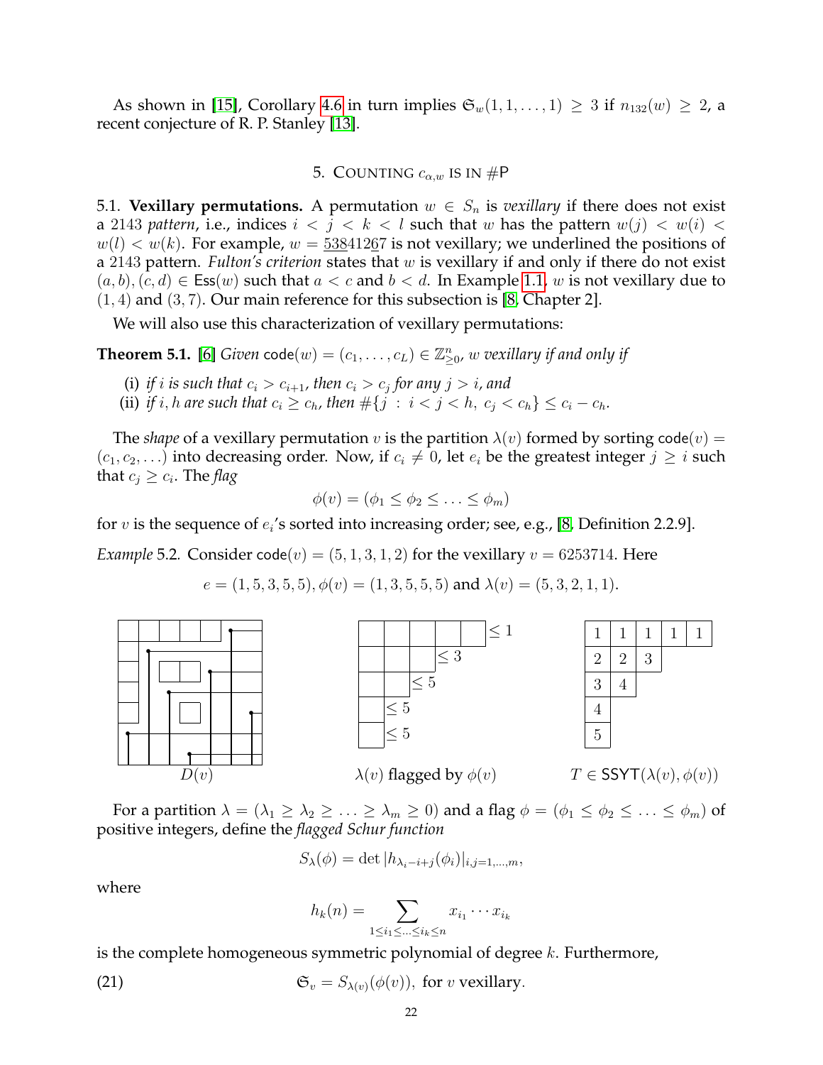As shown in [15], Corollary 4.6 in turn implies $\mathfrak{S}_w(1,1,\ldots,1) \geq 3$ if $n_{132}(w) \geq 2$, a recent conjecture of R. P. Stanley [13].

## 5. Counting $c_{\alpha,w}$ is in #P

**5.1. Vexillary permutations.** A permutation $w \in S_n$ is *vexillary* if there does not exist a 2143 *pattern*, i.e., indices $i < j < k < l$ such that $w$ has the pattern $w(j) < w(i) < w(l) < w(k)$. For example, $w = \underline{5}\underline{3}\underline{8}412\underline{6}7$ is not vexillary; we underlined the positions of a 2143 pattern. *Fulton's criterion* states that $w$ is vexillary if and only if there do not exist $(a,b),(c,d) \in \mathsf{Ess}(w)$ such that $a < c$ and $b < d$. In Example 1.1, $w$ is not vexillary due to $(1,4)$ and $(3,7)$. Our main reference for this subsection is [8, Chapter 2].

We will also use this characterization of vexillary permutations:

**Theorem 5.1.** [6] *Given* $\mathsf{code}(w) = (c_1,\ldots,c_L) \in \mathbb{Z}^n_{\geq 0}$, *$w$ vexillary if and only if*

(i) *if $i$ is such that $c_i > c_{i+1}$, then $c_i > c_j$ for any $j > i$, and*
(ii) *if $i, h$ are such that $c_i \geq c_h$, then $\#\{j \,:\, i < j < h,\ c_j < c_h\} \leq c_i - c_h$.*

The *shape* of a vexillary permutation $v$ is the partition $\lambda(v)$ formed by sorting $\mathsf{code}(v) = (c_1, c_2, \ldots)$ into decreasing order. Now, if $c_i \neq 0$, let $e_i$ be the greatest integer $j \geq i$ such that $c_j \geq c_i$. The *flag*

$$\phi(v) = (\phi_1 \leq \phi_2 \leq \ldots \leq \phi_m)$$

for $v$ is the sequence of $e_i$'s sorted into increasing order; see, e.g., [8, Definition 2.2.9].

*Example* 5.2. Consider $\mathsf{code}(v) = (5,1,3,1,2)$ for the vexillary $v = 6253714$. Here

$$e = (1,5,3,5,5),\ \phi(v) = (1,3,5,5,5) \text{ and } \lambda(v) = (5,3,2,1,1).$$

$D(v)$ $\quad$ $\lambda(v)$ flagged by $\phi(v)$ $\quad$ $T \in \mathsf{SSYT}(\lambda(v), \phi(v))$

| 1 | 1 | 1 | 1 | 1 |
|---|---|---|---|---|
| 2 | 2 | 3 | | |
| 3 | 4 | | | |
| 4 | | | | |
| 5 | | | | |

For a partition $\lambda = (\lambda_1 \geq \lambda_2 \geq \ldots \geq \lambda_m \geq 0)$ and a flag $\phi = (\phi_1 \leq \phi_2 \leq \ldots \leq \phi_m)$ of positive integers, define the *flagged Schur function*

$$S_\lambda(\phi) = \det |h_{\lambda_i - i + j}(\phi_i)|_{i,j=1,\ldots,m},$$

where

$$h_k(n) = \sum_{1 \leq i_1 \leq \ldots \leq i_k \leq n} x_{i_1} \cdots x_{i_k}$$

is the complete homogeneous symmetric polynomial of degree $k$. Furthermore,

$$\mathfrak{S}_v = S_{\lambda(v)}(\phi(v)), \text{ for } v \text{ vexillary}. \tag{21}$$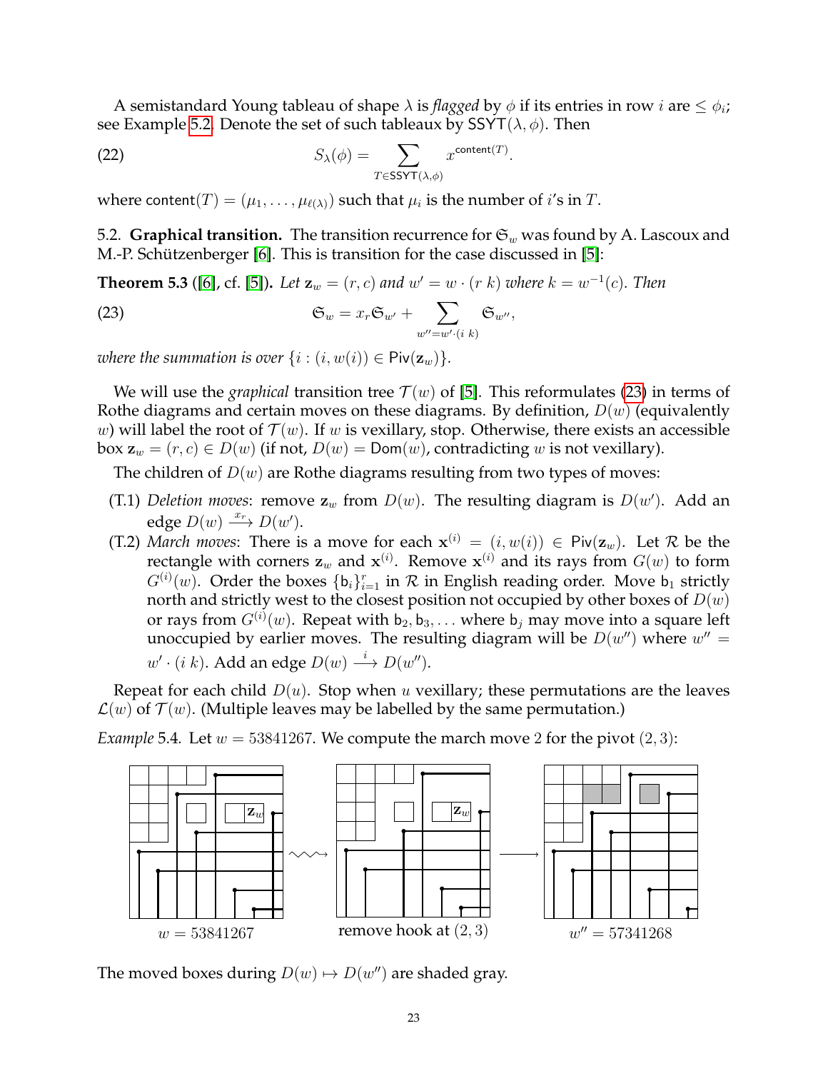A semistandard Young tableau of shape $\lambda$ is *flagged* by $\phi$ if its entries in row $i$ are $\leq \phi_i$; see Example 5.2. Denote the set of such tableaux by $\mathsf{SSYT}(\lambda, \phi)$. Then

$$S_\lambda(\phi) = \sum_{T \in \mathsf{SSYT}(\lambda,\phi)} x^{\mathsf{content}(T)}. \tag{22}$$

where $\mathsf{content}(T) = (\mu_1, \ldots, \mu_{\ell(\lambda)})$ such that $\mu_i$ is the number of $i$'s in $T$.

## 5.2. Graphical transition.

The transition recurrence for $\mathfrak{S}_w$ was found by A. Lascoux and M.-P. Schützenberger [6]. This is transition for the case discussed in [5]:

**Theorem 5.3** ([6], cf. [5]). *Let $\mathbf{z}_w = (r, c)$ and $w' = w \cdot (r\ k)$ where $k = w^{-1}(c)$. Then*

$$\mathfrak{S}_w = x_r \mathfrak{S}_{w'} + \sum_{w'' = w' \cdot (i\ k)} \mathfrak{S}_{w''}, \tag{23}$$

*where the summation is over $\{i : (i, w(i)) \in \mathsf{Piv}(\mathbf{z}_w)\}$.*

We will use the *graphical* transition tree $\mathcal{T}(w)$ of [5]. This reformulates (23) in terms of Rothe diagrams and certain moves on these diagrams. By definition, $D(w)$ (equivalently $w$) will label the root of $\mathcal{T}(w)$. If $w$ is vexillary, stop. Otherwise, there exists an accessible box $\mathbf{z}_w = (r, c) \in D(w)$ (if not, $D(w) = \mathsf{Dom}(w)$, contradicting $w$ is not vexillary).

The children of $D(w)$ are Rothe diagrams resulting from two types of moves:

- (T.1) *Deletion moves*: remove $\mathbf{z}_w$ from $D(w)$. The resulting diagram is $D(w')$. Add an edge $D(w) \xrightarrow{x_r} D(w')$.
- (T.2) *March moves*: There is a move for each $\mathbf{x}^{(i)} = (i, w(i)) \in \mathsf{Piv}(\mathbf{z}_w)$. Let $\mathcal{R}$ be the rectangle with corners $\mathbf{z}_w$ and $\mathbf{x}^{(i)}$. Remove $\mathbf{x}^{(i)}$ and its rays from $G(w)$ to form $G^{(i)}(w)$. Order the boxes $\{\mathsf{b}_i\}_{i=1}^r$ in $\mathcal{R}$ in English reading order. Move $\mathsf{b}_1$ strictly north and strictly west to the closest position not occupied by other boxes of $D(w)$ or rays from $G^{(i)}(w)$. Repeat with $\mathsf{b}_2, \mathsf{b}_3, \ldots$ where $\mathsf{b}_j$ may move into a square left unoccupied by earlier moves. The resulting diagram will be $D(w'')$ where $w'' = w' \cdot (i\ k)$. Add an edge $D(w) \xrightarrow{i} D(w'')$.

Repeat for each child $D(u)$. Stop when $u$ vexillary; these permutations are the leaves $\mathcal{L}(w)$ of $\mathcal{T}(w)$. (Multiple leaves may be labelled by the same permutation.)

*Example* 5.4. Let $w = 53841267$. We compute the march move 2 for the pivot $(2, 3)$:

$w = 53841267$ ⟿ remove hook at $(2, 3)$ ⟶ $w'' = 57341268$

The moved boxes during $D(w) \mapsto D(w'')$ are shaded gray.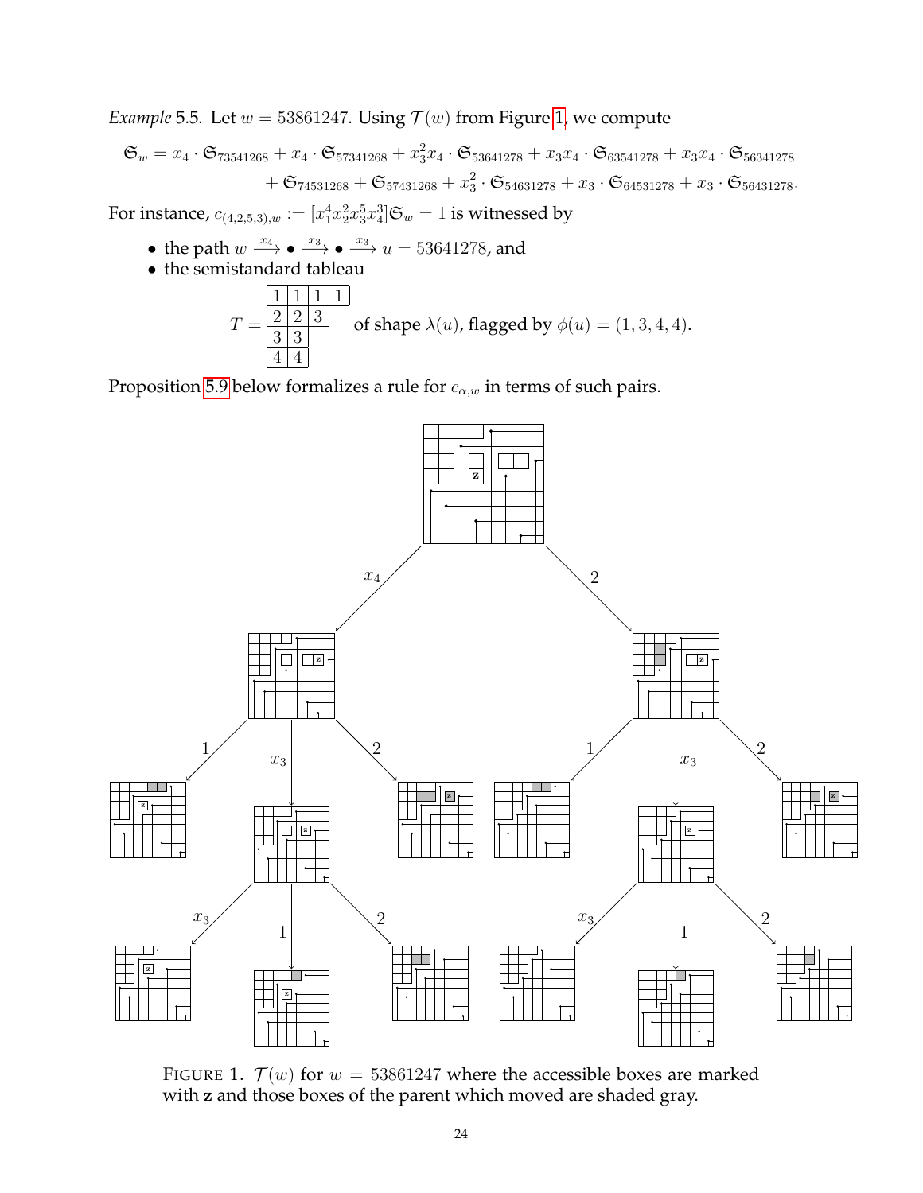*Example* 5.5. Let $w = 53861247$. Using $\mathcal{T}(w)$ from Figure 1, we compute

$$\mathfrak{S}_w = x_4 \cdot \mathfrak{S}_{73541268} + x_4 \cdot \mathfrak{S}_{57341268} + x_3^2 x_4 \cdot \mathfrak{S}_{53641278} + x_3 x_4 \cdot \mathfrak{S}_{63541278} + x_3 x_4 \cdot \mathfrak{S}_{56341278} + \mathfrak{S}_{74531268} + \mathfrak{S}_{57431268} + x_3^2 \cdot \mathfrak{S}_{54631278} + x_3 \cdot \mathfrak{S}_{64531278} + x_3 \cdot \mathfrak{S}_{56431278}.$$

For instance, $c_{(4,2,5,3),w} := [x_1^4 x_2^2 x_3^5 x_4^3]\mathfrak{S}_w = 1$ is witnessed by

- the path $w \xrightarrow{x_4} \bullet \xrightarrow{x_3} \bullet \xrightarrow{x_3} u = 53641278$, and
- the semistandard tableau

$$T = \begin{array}{|c|c|c|c|} \hline 1 & 1 & 1 & 1 \\ \hline 2 & 2 & 3 \\ \cline{1-3} 3 & 3 \\ \cline{1-2} 4 & 4 \\ \cline{1-2} \end{array}$$ of shape $\lambda(u)$, flagged by $\phi(u) = (1, 3, 4, 4)$.

Proposition 5.9 below formalizes a rule for $c_{\alpha,w}$ in terms of such pairs.

FIGURE 1. $\mathcal{T}(w)$ for $w = 53861247$ where the accessible boxes are marked with $\mathbf{z}$ and those boxes of the parent which moved are shaded gray.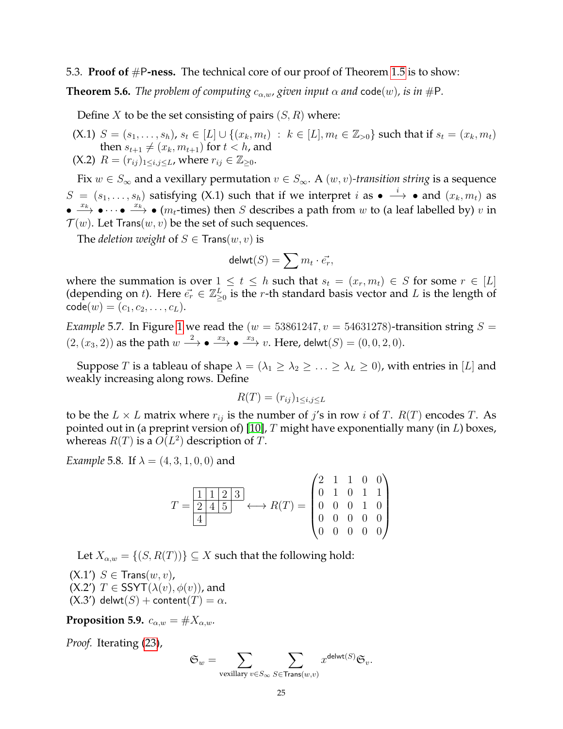5.3. **Proof of #P-ness.** The technical core of our proof of Theorem 1.5 is to show:

**Theorem 5.6.** *The problem of computing $c_{\alpha,w}$, given input $\alpha$ and $\mathsf{code}(w)$, is in #P.*

Define $X$ to be the set consisting of pairs $(S, R)$ where:

(X.1) $S = (s_1, \ldots, s_h)$, $s_t \in [L] \cup \{(x_k, m_t) : k \in [L], m_t \in \mathbb{Z}_{>0}\}$ such that if $s_t = (x_k, m_t)$ then $s_{t+1} \neq (x_k, m_{t+1})$ for $t < h$, and

(X.2) $R = (r_{ij})_{1 \leq i,j \leq L}$, where $r_{ij} \in \mathbb{Z}_{\geq 0}$.

Fix $w \in S_\infty$ and a vexillary permutation $v \in S_\infty$. A $(w, v)$*-transition string* is a sequence $S = (s_1, \ldots, s_h)$ satisfying (X.1) such that if we interpret $i$ as $\bullet \xrightarrow{i} \bullet$ and $(x_k, m_t)$ as $\bullet \xrightarrow{x_k} \bullet \cdots \bullet \xrightarrow{x_k} \bullet$ ($m_t$-times) then $S$ describes a path from $w$ to (a leaf labelled by) $v$ in $\mathcal{T}(w)$. Let $\mathsf{Trans}(w, v)$ be the set of such sequences.

The *deletion weight* of $S \in \mathsf{Trans}(w, v)$ is

$$\mathsf{delwt}(S) = \sum m_t \cdot \vec{e_r},$$

where the summation is over $1 \leq t \leq h$ such that $s_t = (x_r, m_t) \in S$ for some $r \in [L]$ (depending on $t$). Here $\vec{e_r} \in \mathbb{Z}^L_{\geq 0}$ is the $r$-th standard basis vector and $L$ is the length of $\mathsf{code}(w) = (c_1, c_2, \ldots, c_L)$.

*Example* 5.7. In Figure 1 we read the $(w = 53861247, v = 54631278)$-transition string $S = (2, (x_3, 2))$ as the path $w \xrightarrow{2} \bullet \xrightarrow{x_3} \bullet \xrightarrow{x_3} v$. Here, $\mathsf{delwt}(S) = (0, 0, 2, 0)$.

Suppose $T$ is a tableau of shape $\lambda = (\lambda_1 \geq \lambda_2 \geq \ldots \geq \lambda_L \geq 0)$, with entries in $[L]$ and weakly increasing along rows. Define

$$R(T) = (r_{ij})_{1 \leq i,j \leq L}$$

to be the $L \times L$ matrix where $r_{ij}$ is the number of $j$'s in row $i$ of $T$. $R(T)$ encodes $T$. As pointed out in (a preprint version of) [10], $T$ might have exponentially many (in $L$) boxes, whereas $R(T)$ is a $O(L^2)$ description of $T$.

*Example* 5.8. If $\lambda = (4, 3, 1, 0, 0)$ and

$$T = \begin{array}{|c|c|c|c|} \hline 1 & 1 & 2 & 3 \\ \hline 2 & 4 & 5 \\ \cline{1-3} 4 \\ \cline{1-1} \end{array} \longleftrightarrow R(T) = \begin{pmatrix} 2 & 1 & 1 & 0 & 0 \\ 0 & 1 & 0 & 1 & 1 \\ 0 & 0 & 0 & 1 & 0 \\ 0 & 0 & 0 & 0 & 0 \\ 0 & 0 & 0 & 0 & 0 \end{pmatrix}$$

Let $X_{\alpha,w} = \{(S, R(T))\} \subseteq X$ such that the following hold:

(X.1′) $S \in \mathsf{Trans}(w, v)$,

(X.2′) $T \in \mathsf{SSYT}(\lambda(v), \phi(v))$, and

(X.3′) $\mathsf{delwt}(S) + \mathsf{content}(T) = \alpha$.

**Proposition 5.9.** $c_{\alpha,w} = \# X_{\alpha,w}$.

*Proof.* Iterating (23),

$$\mathfrak{S}_w = \sum_{\text{vexillary } v \in S_\infty} \sum_{S \in \mathsf{Trans}(w,v)} x^{\mathsf{delwt}(S)} \mathfrak{S}_v.$$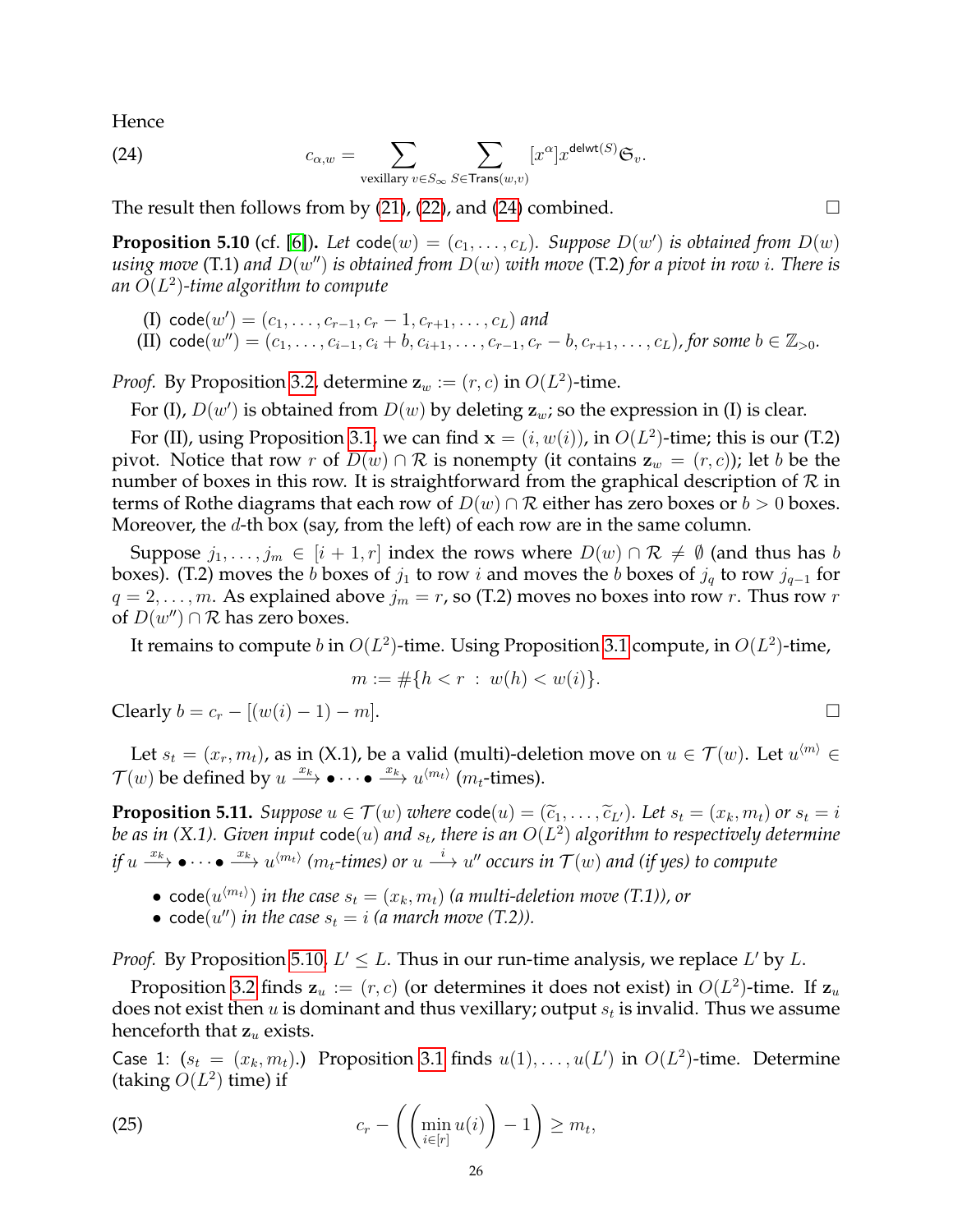Hence

$$c_{\alpha,w} = \sum_{\text{vexillary } v \in S_\infty} \sum_{S \in \mathsf{Trans}(w,v)} [x^\alpha] x^{\mathsf{delwt}(S)} \mathfrak{S}_v. \tag{24}$$

The result then follows from by (21), (22), and (24) combined. □

**Proposition 5.10** (cf. [6]). *Let* $\mathsf{code}(w) = (c_1, \ldots, c_L)$. *Suppose* $D(w')$ *is obtained from* $D(w)$ *using move* (T.1) *and* $D(w'')$ *is obtained from* $D(w)$ *with move* (T.2) *for a pivot in row* $i$. *There is an* $O(L^2)$*-time algorithm to compute*

- (I) $\mathsf{code}(w') = (c_1, \ldots, c_{r-1}, c_r - 1, c_{r+1}, \ldots, c_L)$ *and*
- (II) $\mathsf{code}(w'') = (c_1, \ldots, c_{i-1}, c_i + b, c_{i+1}, \ldots, c_{r-1}, c_r - b, c_{r+1}, \ldots, c_L)$, *for some* $b \in \mathbb{Z}_{>0}$.

*Proof.* By Proposition 3.2, determine $\mathbf{z}_w := (r, c)$ in $O(L^2)$-time.

For (I), $D(w')$ is obtained from $D(w)$ by deleting $\mathbf{z}_w$; so the expression in (I) is clear.

For (II), using Proposition 3.1, we can find $\mathbf{x} = (i, w(i))$, in $O(L^2)$-time; this is our (T.2) pivot. Notice that row $r$ of $D(w) \cap \mathcal{R}$ is nonempty (it contains $\mathbf{z}_w = (r, c)$); let $b$ be the number of boxes in this row. It is straightforward from the graphical description of $\mathcal{R}$ in terms of Rothe diagrams that each row of $D(w) \cap \mathcal{R}$ either has zero boxes or $b > 0$ boxes. Moreover, the $d$-th box (say, from the left) of each row are in the same column.

Suppose $j_1, \ldots, j_m \in [i+1, r]$ index the rows where $D(w) \cap \mathcal{R} \neq \emptyset$ (and thus has $b$ boxes). (T.2) moves the $b$ boxes of $j_1$ to row $i$ and moves the $b$ boxes of $j_q$ to row $j_{q-1}$ for $q = 2, \ldots, m$. As explained above $j_m = r$, so (T.2) moves no boxes into row $r$. Thus row $r$ of $D(w'') \cap \mathcal{R}$ has zero boxes.

It remains to compute $b$ in $O(L^2)$-time. Using Proposition 3.1 compute, in $O(L^2)$-time,

$$m := \#\{h < r \ : \ w(h) < w(i)\}.$$

Clearly $b = c_r - [(w(i) - 1) - m]$. □

Let $s_t = (x_r, m_t)$, as in (X.1), be a valid (multi)-deletion move on $u \in \mathcal{T}(w)$. Let $u^{\langle m \rangle} \in \mathcal{T}(w)$ be defined by $u \xrightarrow{x_k} \bullet \cdots \bullet \xrightarrow{x_k} u^{\langle m_t \rangle}$ ($m_t$-times).

**Proposition 5.11.** *Suppose* $u \in \mathcal{T}(w)$ *where* $\mathsf{code}(u) = (\widetilde{c}_1, \ldots, \widetilde{c}_{L'})$. *Let* $s_t = (x_k, m_t)$ *or* $s_t = i$ *be as in (X.1). Given input* $\mathsf{code}(u)$ *and* $s_t$, *there is an* $O(L^2)$ *algorithm to respectively determine if* $u \xrightarrow{x_k} \bullet \cdots \bullet \xrightarrow{x_k} u^{\langle m_t \rangle}$ *($m_t$-times) or* $u \xrightarrow{i} u''$ *occurs in* $\mathcal{T}(w)$ *and (if yes) to compute*

- $\mathsf{code}(u^{\langle m_t \rangle})$ *in the case* $s_t = (x_k, m_t)$ *(a multi-deletion move (T.1)), or*
- $\mathsf{code}(u'')$ *in the case* $s_t = i$ *(a march move (T.2)).*

*Proof.* By Proposition 5.10, $L' \leq L$. Thus in our run-time analysis, we replace $L'$ by $L$.

Proposition 3.2 finds $\mathbf{z}_u := (r, c)$ (or determines it does not exist) in $O(L^2)$-time. If $\mathbf{z}_u$ does not exist then $u$ is dominant and thus vexillary; output $s_t$ is invalid. Thus we assume henceforth that $\mathbf{z}_u$ exists.

Case 1: ($s_t = (x_k, m_t)$.) Proposition 3.1 finds $u(1), \ldots, u(L')$ in $O(L^2)$-time. Determine (taking $O(L^2)$ time) if

$$c_r - \left( \left( \min_{i \in [r]} u(i) \right) - 1 \right) \geq m_t, \tag{25}$$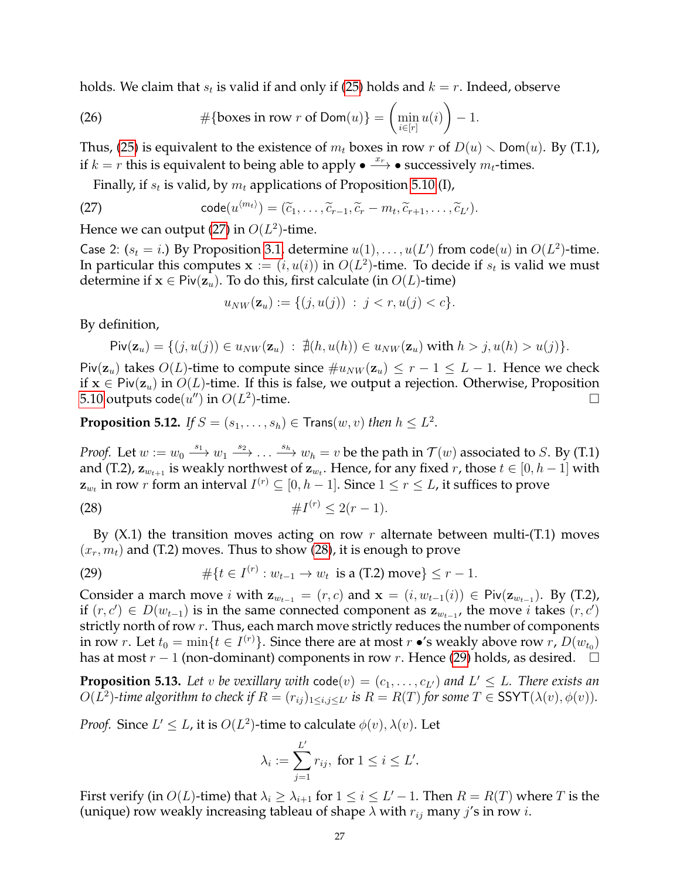holds. We claim that $s_t$ is valid if and only if (25) holds and $k = r$. Indeed, observe

$$\#\{\text{boxes in row } r \text{ of } \mathsf{Dom}(u)\} = \left(\min_{i\in[r]} u(i)\right) - 1. \tag{26}$$

Thus, (25) is equivalent to the existence of $m_t$ boxes in row $r$ of $D(u) \smallsetminus \mathsf{Dom}(u)$. By (T.1), if $k = r$ this is equivalent to being able to apply $\bullet \xrightarrow{x_r} \bullet$ successively $m_t$-times.

Finally, if $s_t$ is valid, by $m_t$ applications of Proposition 5.10 (I),

$$\mathsf{code}(u^{\langle m_t\rangle}) = (\widetilde{c}_1, \ldots, \widetilde{c}_{r-1}, \widetilde{c}_r - m_t, \widetilde{c}_{r+1}, \ldots, \widetilde{c}_{L'}). \tag{27}$$

Hence we can output (27) in $O(L^2)$-time.

Case 2: ($s_t = i$.) By Proposition 3.1, determine $u(1), \ldots, u(L')$ from $\mathsf{code}(u)$ in $O(L^2)$-time. In particular this computes $\mathbf{x} := (i, u(i))$ in $O(L^2)$-time. To decide if $s_t$ is valid we must determine if $\mathbf{x} \in \mathsf{Piv}(\mathbf{z}_u)$. To do this, first calculate (in $O(L)$-time)

$$u_{NW}(\mathbf{z}_u) := \{(j, u(j)) \ : \ j < r, u(j) < c\}.$$

By definition,

$$\mathsf{Piv}(\mathbf{z}_u) = \{(j, u(j)) \in u_{NW}(\mathbf{z}_u) \ : \ \nexists (h, u(h)) \in u_{NW}(\mathbf{z}_u) \text{ with } h > j, u(h) > u(j)\}.$$

$\mathsf{Piv}(\mathbf{z}_u)$ takes $O(L)$-time to compute since $\# u_{NW}(\mathbf{z}_u) \leq r - 1 \leq L - 1$. Hence we check if $\mathbf{x} \in \mathsf{Piv}(\mathbf{z}_u)$ in $O(L)$-time. If this is false, we output a rejection. Otherwise, Proposition 5.10 outputs $\mathsf{code}(u'')$ in $O(L^2)$-time. □

**Proposition 5.12.** *If $S = (s_1, \ldots, s_h) \in \mathsf{Trans}(w, v)$ then $h \leq L^2$.*

*Proof.* Let $w := w_0 \xrightarrow{s_1} w_1 \xrightarrow{s_2} \ldots \xrightarrow{s_h} w_h = v$ be the path in $\mathcal{T}(w)$ associated to $S$. By (T.1) and (T.2), $\mathbf{z}_{w_{t+1}}$ is weakly northwest of $\mathbf{z}_{w_t}$. Hence, for any fixed $r$, those $t \in [0, h-1]$ with $\mathbf{z}_{w_t}$ in row $r$ form an interval $I^{(r)} \subseteq [0, h-1]$. Since $1 \leq r \leq L$, it suffices to prove

$$\# I^{(r)} \leq 2(r-1). \tag{28}$$

By (X.1) the transition moves acting on row $r$ alternate between multi-(T.1) moves $(x_r, m_t)$ and (T.2) moves. Thus to show (28), it is enough to prove

$$\#\{t \in I^{(r)} : w_{t-1} \to w_t \ \text{ is a (T.2) move}\} \leq r - 1. \tag{29}$$

Consider a march move $i$ with $\mathbf{z}_{w_{t-1}} = (r, c)$ and $\mathbf{x} = (i, w_{t-1}(i)) \in \mathsf{Piv}(\mathbf{z}_{w_{t-1}})$. By (T.2), if $(r, c') \in D(w_{t-1})$ is in the same connected component as $\mathbf{z}_{w_{t-1}}$, the move $i$ takes $(r, c')$ strictly north of row $r$. Thus, each march move strictly reduces the number of components in row $r$. Let $t_0 = \min\{t \in I^{(r)}\}$. Since there are at most $r$ $\bullet$'s weakly above row $r$, $D(w_{t_0})$ has at most $r - 1$ (non-dominant) components in row $r$. Hence (29) holds, as desired. □

**Proposition 5.13.** *Let $v$ be vexillary with $\mathsf{code}(v) = (c_1, \ldots, c_{L'})$ and $L' \leq L$. There exists an $O(L^2)$-time algorithm to check if $R = (r_{ij})_{1 \leq i,j \leq L'}$ is $R = R(T)$ for some $T \in \mathsf{SSYT}(\lambda(v), \phi(v))$.*

*Proof.* Since $L' \leq L$, it is $O(L^2)$-time to calculate $\phi(v), \lambda(v)$. Let

$$\lambda_i := \sum_{j=1}^{L'} r_{ij}, \ \text{for } 1 \leq i \leq L'.$$

First verify (in $O(L)$-time) that $\lambda_i \geq \lambda_{i+1}$ for $1 \leq i \leq L' - 1$. Then $R = R(T)$ where $T$ is the (unique) row weakly increasing tableau of shape $\lambda$ with $r_{ij}$ many $j$'s in row $i$.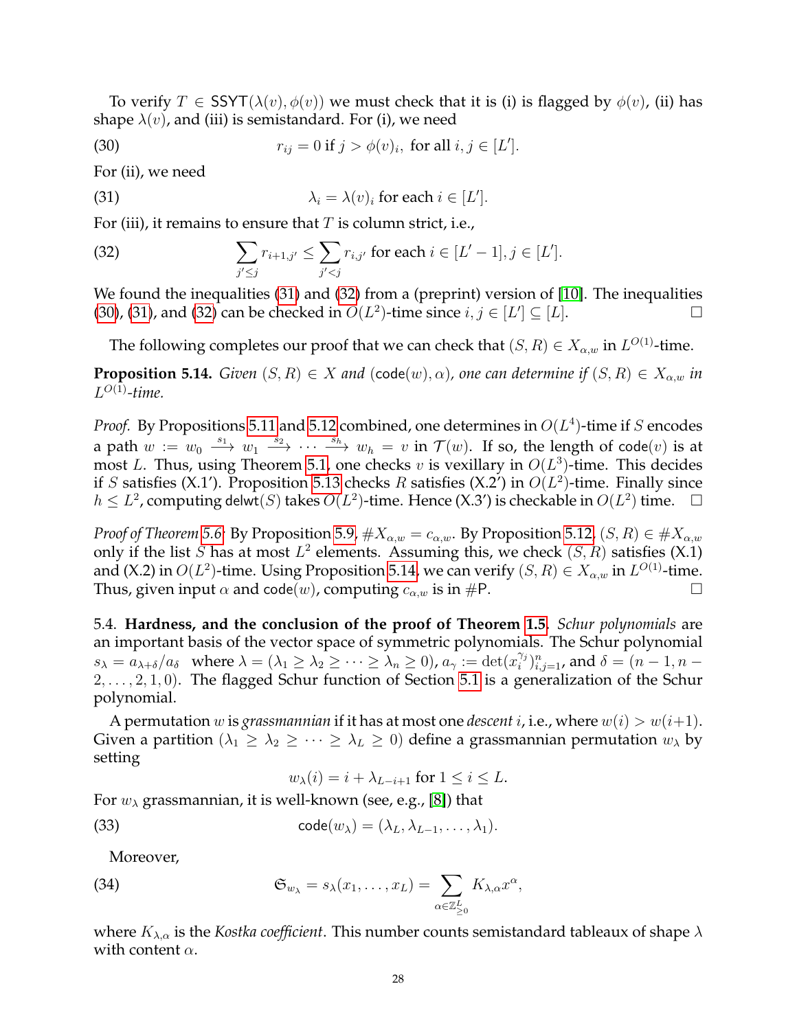To verify $T \in \mathsf{SSYT}(\lambda(v), \phi(v))$ we must check that it is (i) is flagged by $\phi(v)$, (ii) has shape $\lambda(v)$, and (iii) is semistandard. For (i), we need

$$r_{ij} = 0 \text{ if } j > \phi(v)_i, \text{ for all } i, j \in [L']. \tag{30}$$

For (ii), we need

$$\lambda_i = \lambda(v)_i \text{ for each } i \in [L']. \tag{31}$$

For (iii), it remains to ensure that $T$ is column strict, i.e.,

$$\sum_{j' \leq j} r_{i+1,j'} \leq \sum_{j' < j} r_{i,j'} \text{ for each } i \in [L'-1], j \in [L']. \tag{32}$$

We found the inequalities (31) and (32) from a (preprint) version of [10]. The inequalities (30), (31), and (32) can be checked in $O(L^2)$-time since $i, j \in [L'] \subseteq [L]$. □

The following completes our proof that we can check that $(S, R) \in X_{\alpha,w}$ in $L^{O(1)}$-time.

**Proposition 5.14.** *Given $(S, R) \in X$ and $(\mathsf{code}(w), \alpha)$, one can determine if $(S, R) \in X_{\alpha,w}$ in $L^{O(1)}$-time.*

*Proof.* By Propositions 5.11 and 5.12 combined, one determines in $O(L^4)$-time if $S$ encodes a path $w := w_0 \xrightarrow{s_1} w_1 \xrightarrow{s_2} \cdots \xrightarrow{s_h} w_h = v$ in $\mathcal{T}(w)$. If so, the length of $\mathsf{code}(v)$ is at most $L$. Thus, using Theorem 5.1, one checks $v$ is vexillary in $O(L^3)$-time. This decides if $S$ satisfies (X.1′). Proposition 5.13 checks $R$ satisfies (X.2′) in $O(L^2)$-time. Finally since $h \leq L^2$, computing $\mathsf{delwt}(S)$ takes $O(L^2)$-time. Hence (X.3′) is checkable in $O(L^2)$ time. □

*Proof of Theorem 5.6:* By Proposition 5.9, $\#X_{\alpha,w} = c_{\alpha,w}$. By Proposition 5.12, $(S, R) \in \#X_{\alpha,w}$ only if the list $S$ has at most $L^2$ elements. Assuming this, we check $(S, R)$ satisfies (X.1) and (X.2) in $O(L^2)$-time. Using Proposition 5.14, we can verify $(S, R) \in X_{\alpha,w}$ in $L^{O(1)}$-time. Thus, given input $\alpha$ and $\mathsf{code}(w)$, computing $c_{\alpha,w}$ is in $\#\mathsf{P}$. □

5.4. **Hardness, and the conclusion of the proof of Theorem 1.5.** *Schur polynomials* are an important basis of the vector space of symmetric polynomials. The Schur polynomial $s_\lambda = a_{\lambda+\delta}/a_\delta$ where $\lambda = (\lambda_1 \geq \lambda_2 \geq \cdots \geq \lambda_n \geq 0)$, $a_\gamma := \det(x_i^{\gamma_j})_{i,j=1}^n$, and $\delta = (n-1, n-2, \ldots, 2, 1, 0)$. The flagged Schur function of Section 5.1 is a generalization of the Schur polynomial.

A permutation $w$ is *grassmannian* if it has at most one *descent* $i$, i.e., where $w(i) > w(i+1)$. Given a partition $(\lambda_1 \geq \lambda_2 \geq \cdots \geq \lambda_L \geq 0)$ define a grassmannian permutation $w_\lambda$ by setting

$$w_\lambda(i) = i + \lambda_{L-i+1} \text{ for } 1 \leq i \leq L.$$

For $w_\lambda$ grassmannian, it is well-known (see, e.g., [8]) that

$$\mathsf{code}(w_\lambda) = (\lambda_L, \lambda_{L-1}, \ldots, \lambda_1). \tag{33}$$

Moreover,

$$\mathfrak{S}_{w_\lambda} = s_\lambda(x_1, \ldots, x_L) = \sum_{\alpha \in \mathbb{Z}_{\geq 0}^L} K_{\lambda,\alpha} x^\alpha, \tag{34}$$

where $K_{\lambda,\alpha}$ is the *Kostka coefficient*. This number counts semistandard tableaux of shape $\lambda$ with content $\alpha$.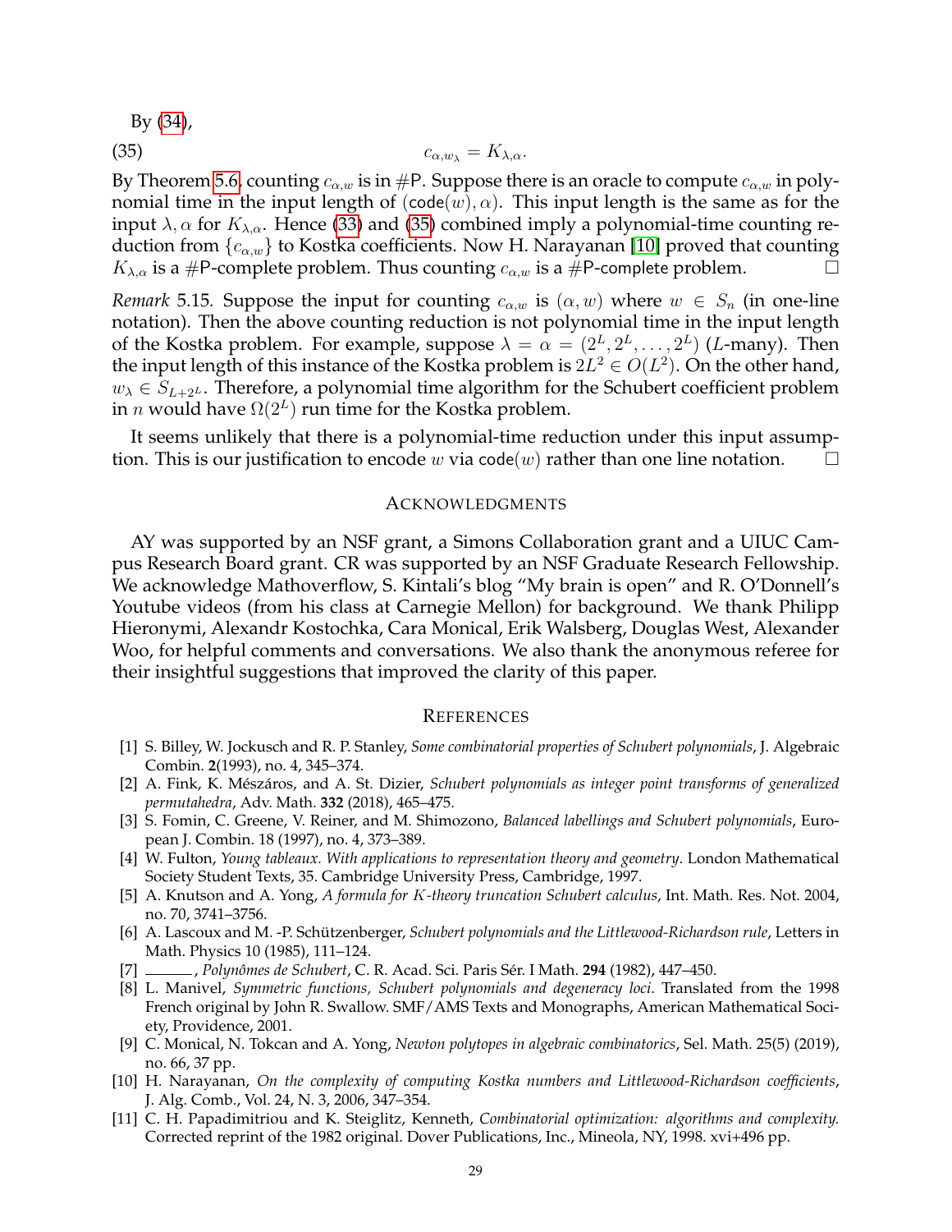By (34),

$$c_{\alpha,w_\lambda} = K_{\lambda,\alpha}. \tag{35}$$

By Theorem 5.6, counting $c_{\alpha,w}$ is in #P. Suppose there is an oracle to compute $c_{\alpha,w}$ in polynomial time in the input length of $(\mathsf{code}(w), \alpha)$. This input length is the same as for the input $\lambda, \alpha$ for $K_{\lambda,\alpha}$. Hence (33) and (35) combined imply a polynomial-time counting reduction from $\{c_{\alpha,w}\}$ to Kostka coefficients. Now H. Narayanan [10] proved that counting $K_{\lambda,\alpha}$ is a #P-complete problem. Thus counting $c_{\alpha,w}$ is a #P-complete problem. □

*Remark* 5.15. Suppose the input for counting $c_{\alpha,w}$ is $(\alpha, w)$ where $w \in S_n$ (in one-line notation). Then the above counting reduction is not polynomial time in the input length of the Kostka problem. For example, suppose $\lambda = \alpha = (2^L, 2^L, \ldots, 2^L)$ ($L$-many). Then the input length of this instance of the Kostka problem is $2L^2 \in O(L^2)$. On the other hand, $w_\lambda \in S_{L+2^L}$. Therefore, a polynomial time algorithm for the Schubert coefficient problem in $n$ would have $\Omega(2^L)$ run time for the Kostka problem.

It seems unlikely that there is a polynomial-time reduction under this input assumption. This is our justification to encode $w$ via $\mathsf{code}(w)$ rather than one line notation. □

## Acknowledgments

AY was supported by an NSF grant, a Simons Collaboration grant and a UIUC Campus Research Board grant. CR was supported by an NSF Graduate Research Fellowship. We acknowledge Mathoverflow, S. Kintali's blog "My brain is open" and R. O'Donnell's Youtube videos (from his class at Carnegie Mellon) for background. We thank Philipp Hieronymi, Alexandr Kostochka, Cara Monical, Erik Walsberg, Douglas West, Alexander Woo, for helpful comments and conversations. We also thank the anonymous referee for their insightful suggestions that improved the clarity of this paper.

## References

[1] S. Billey, W. Jockusch and R. P. Stanley, *Some combinatorial properties of Schubert polynomials*, J. Algebraic Combin. **2**(1993), no. 4, 345–374.

[2] A. Fink, K. Mészáros, and A. St. Dizier, *Schubert polynomials as integer point transforms of generalized permutahedra*, Adv. Math. **332** (2018), 465–475.

[3] S. Fomin, C. Greene, V. Reiner, and M. Shimozono, *Balanced labellings and Schubert polynomials*, European J. Combin. 18 (1997), no. 4, 373–389.

[4] W. Fulton, *Young tableaux. With applications to representation theory and geometry*. London Mathematical Society Student Texts, 35. Cambridge University Press, Cambridge, 1997.

[5] A. Knutson and A. Yong, *A formula for K-theory truncation Schubert calculus*, Int. Math. Res. Not. 2004, no. 70, 3741–3756.

[6] A. Lascoux and M. -P. Schützenberger, *Schubert polynomials and the Littlewood-Richardson rule*, Letters in Math. Physics 10 (1985), 111–124.

[7] ———, *Polynômes de Schubert*, C. R. Acad. Sci. Paris Sér. I Math. **294** (1982), 447–450.

[8] L. Manivel, *Symmetric functions, Schubert polynomials and degeneracy loci*. Translated from the 1998 French original by John R. Swallow. SMF/AMS Texts and Monographs, American Mathematical Society, Providence, 2001.

[9] C. Monical, N. Tokcan and A. Yong, *Newton polytopes in algebraic combinatorics*, Sel. Math. 25(5) (2019), no. 66, 37 pp.

[10] H. Narayanan, *On the complexity of computing Kostka numbers and Littlewood-Richardson coefficients*, J. Alg. Comb., Vol. 24, N. 3, 2006, 347–354.

[11] C. H. Papadimitriou and K. Steiglitz, Kenneth, *Combinatorial optimization: algorithms and complexity*. Corrected reprint of the 1982 original. Dover Publications, Inc., Mineola, NY, 1998. xvi+496 pp.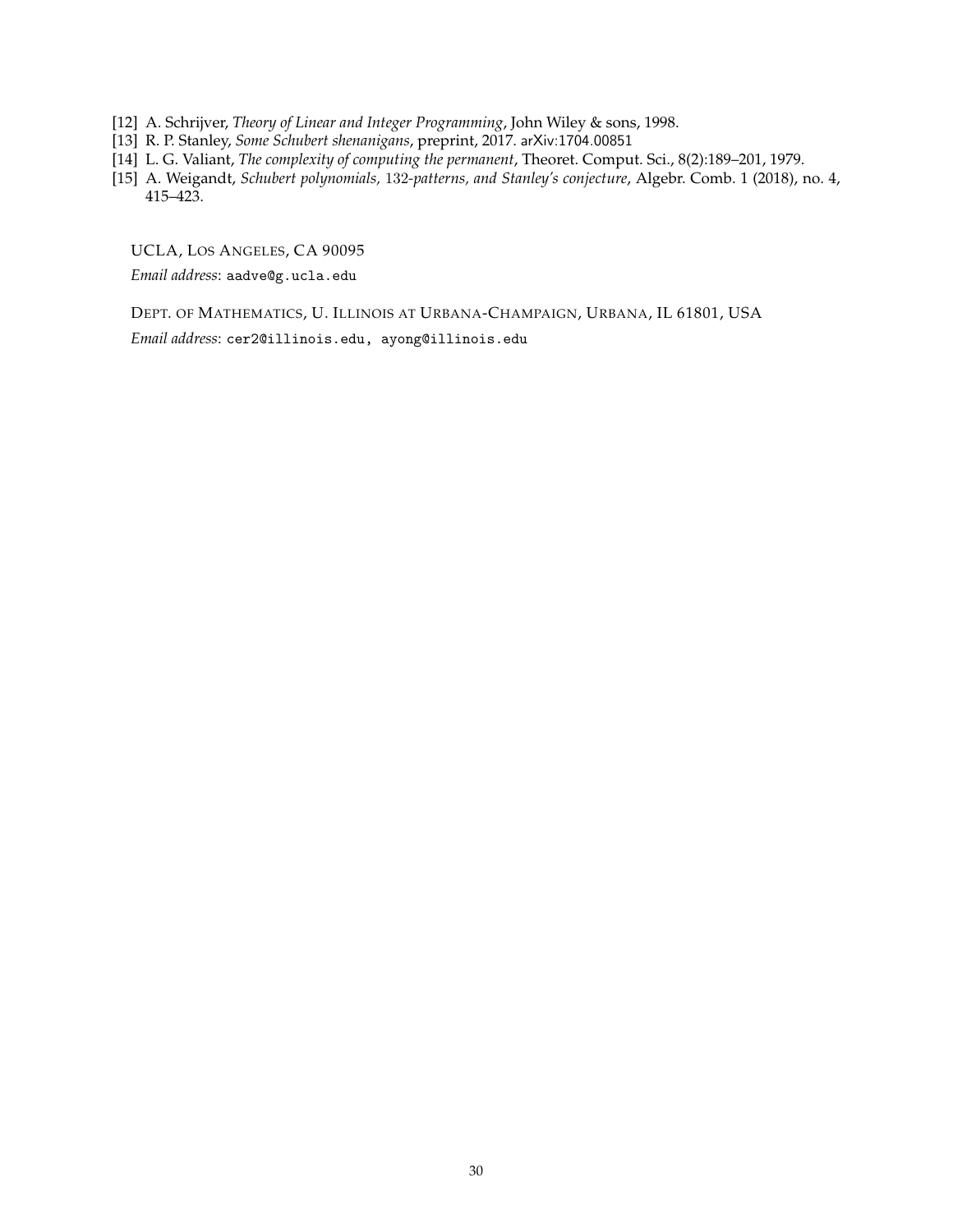[12] A. Schrijver, *Theory of Linear and Integer Programming*, John Wiley & sons, 1998.
[13] R. P. Stanley, *Some Schubert shenanigans*, preprint, 2017. arXiv:1704.00851
[14] L. G. Valiant, *The complexity of computing the permanent*, Theoret. Comput. Sci., 8(2):189–201, 1979.
[15] A. Weigandt, *Schubert polynomials, 132-patterns, and Stanley's conjecture*, Algebr. Comb. 1 (2018), no. 4, 415–423.

UCLA, LOS ANGELES, CA 90095

*Email address*: aadve@g.ucla.edu

DEPT. OF MATHEMATICS, U. ILLINOIS AT URBANA-CHAMPAIGN, URBANA, IL 61801, USA

*Email address*: cer2@illinois.edu, ayong@illinois.edu